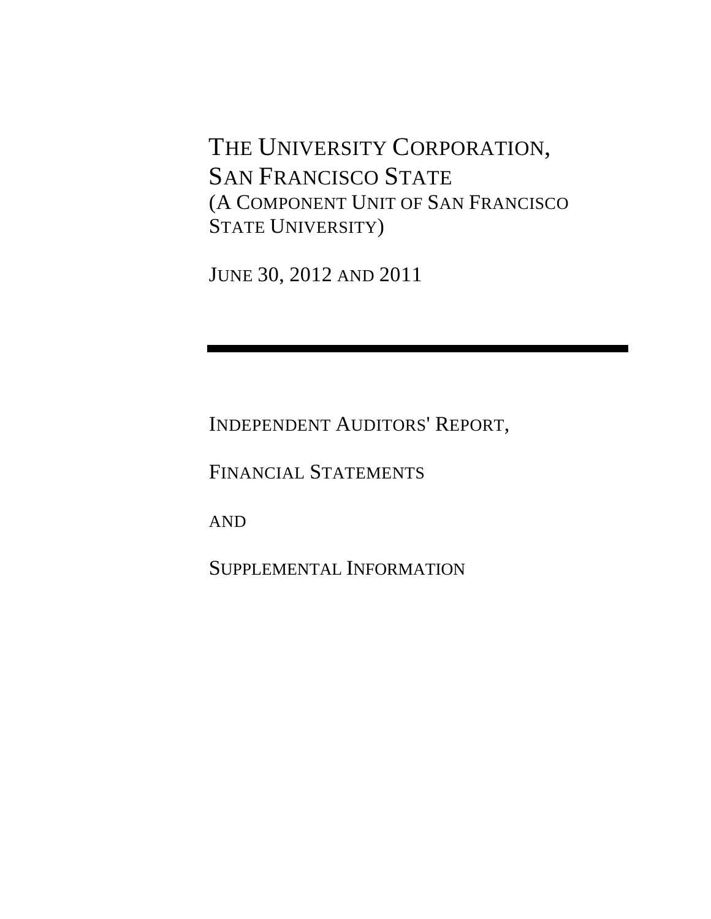# THE UNIVERSITY CORPORATION, SAN FRANCISCO STATE

## (A COMPONENT UNIT OF SAN FRANCISCO STATE UNIVERSITY)

JUNE 30, 2012 AND 2011

---

INDEPENDENT AUDITORS' REPORT,

FINANCIAL STATEMENTS

AND

SUPPLEMENTAL INFORMATION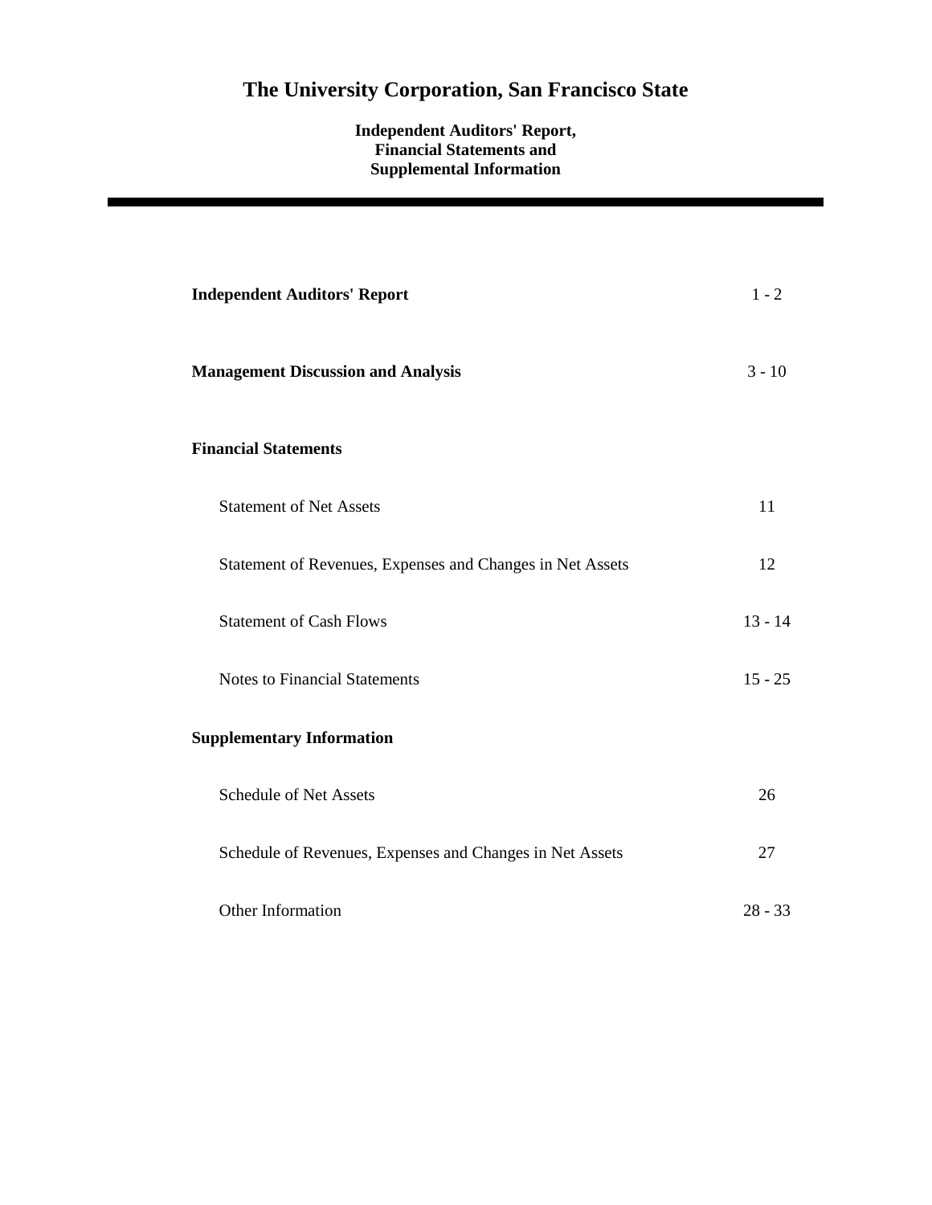# The University Corporation, San Francisco State

**Independent Auditors' Report, Financial Statements and Supplemental Information**

| | |
|---|---|
| **Independent Auditors' Report** | 1 - 2 |
| **Management Discussion and Analysis** | 3 - 10 |
| **Financial Statements** | |
| Statement of Net Assets | 11 |
| Statement of Revenues, Expenses and Changes in Net Assets | 12 |
| Statement of Cash Flows | 13 - 14 |
| Notes to Financial Statements | 15 - 25 |
| **Supplementary Information** | |
| Schedule of Net Assets | 26 |
| Schedule of Revenues, Expenses and Changes in Net Assets | 27 |
| Other Information | 28 - 33 |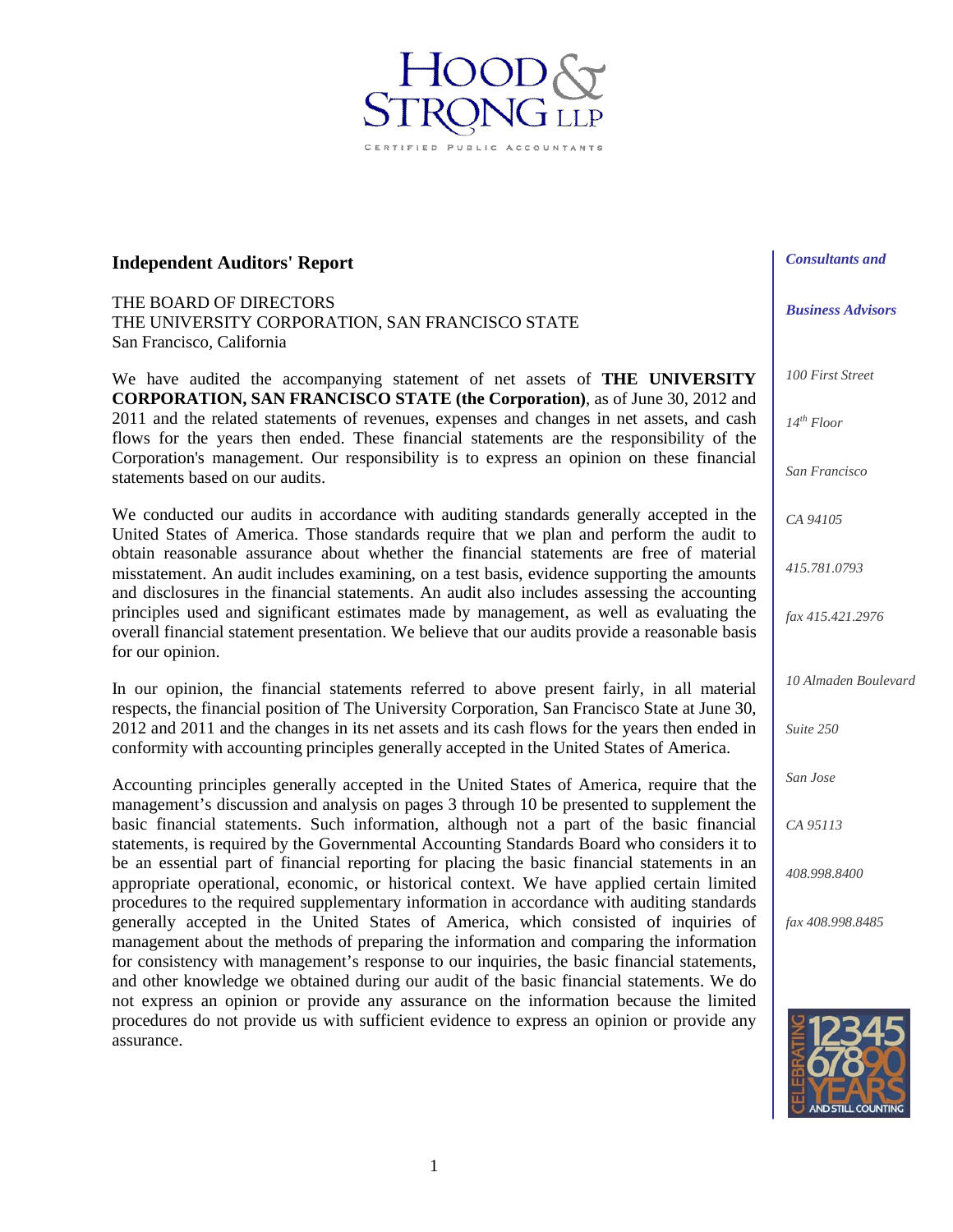HOOD & STRONG LLP

CERTIFIED PUBLIC ACCOUNTANTS

## Independent Auditors' Report

THE BOARD OF DIRECTORS
THE UNIVERSITY CORPORATION, SAN FRANCISCO STATE
San Francisco, California

We have audited the accompanying statement of net assets of **THE UNIVERSITY CORPORATION, SAN FRANCISCO STATE (the Corporation)**, as of June 30, 2012 and 2011 and the related statements of revenues, expenses and changes in net assets, and cash flows for the years then ended. These financial statements are the responsibility of the Corporation's management. Our responsibility is to express an opinion on these financial statements based on our audits.

We conducted our audits in accordance with auditing standards generally accepted in the United States of America. Those standards require that we plan and perform the audit to obtain reasonable assurance about whether the financial statements are free of material misstatement. An audit includes examining, on a test basis, evidence supporting the amounts and disclosures in the financial statements. An audit also includes assessing the accounting principles used and significant estimates made by management, as well as evaluating the overall financial statement presentation. We believe that our audits provide a reasonable basis for our opinion.

In our opinion, the financial statements referred to above present fairly, in all material respects, the financial position of The University Corporation, San Francisco State at June 30, 2012 and 2011 and the changes in its net assets and its cash flows for the years then ended in conformity with accounting principles generally accepted in the United States of America.

Accounting principles generally accepted in the United States of America, require that the management's discussion and analysis on pages 3 through 10 be presented to supplement the basic financial statements. Such information, although not a part of the basic financial statements, is required by the Governmental Accounting Standards Board who considers it to be an essential part of financial reporting for placing the basic financial statements in an appropriate operational, economic, or historical context. We have applied certain limited procedures to the required supplementary information in accordance with auditing standards generally accepted in the United States of America, which consisted of inquiries of management about the methods of preparing the information and comparing the information for consistency with management's response to our inquiries, the basic financial statements, and other knowledge we obtained during our audit of the basic financial statements. We do not express an opinion or provide any assurance on the information because the limited procedures do not provide us with sufficient evidence to express an opinion or provide any assurance.

*Consultants and Business Advisors*

*100 First Street*
*14th Floor*
*San Francisco*
*CA 94105*
*415.781.0793*
*fax 415.421.2976*

*10 Almaden Boulevard*
*Suite 250*
*San Jose*
*CA 95113*
*408.998.8400*
*fax 408.998.8485*

CELEBRATING 90 YEARS AND STILL COUNTING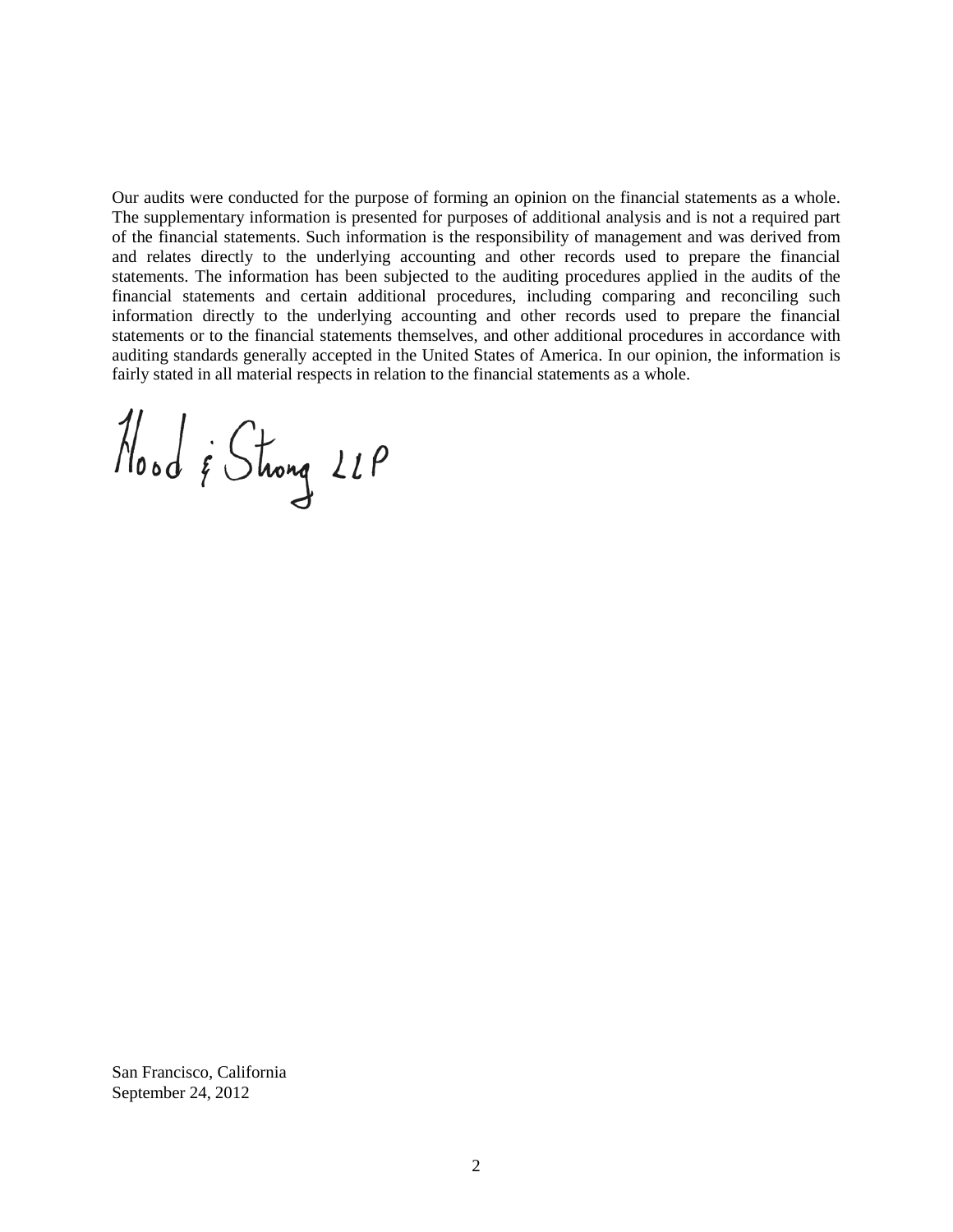Our audits were conducted for the purpose of forming an opinion on the financial statements as a whole. The supplementary information is presented for purposes of additional analysis and is not a required part of the financial statements. Such information is the responsibility of management and was derived from and relates directly to the underlying accounting and other records used to prepare the financial statements. The information has been subjected to the auditing procedures applied in the audits of the financial statements and certain additional procedures, including comparing and reconciling such information directly to the underlying accounting and other records used to prepare the financial statements or to the financial statements themselves, and other additional procedures in accordance with auditing standards generally accepted in the United States of America. In our opinion, the information is fairly stated in all material respects in relation to the financial statements as a whole.

Hood & Strong LLP

San Francisco, California
September 24, 2012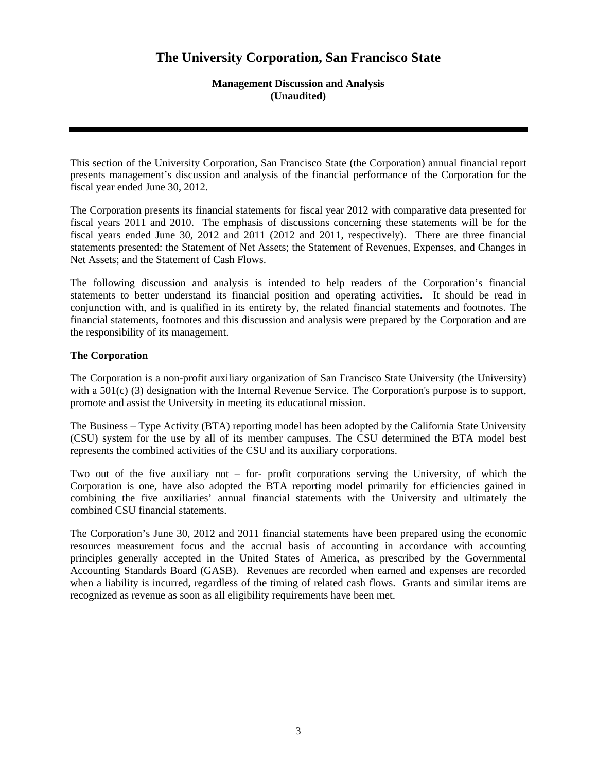# The University Corporation, San Francisco State

**Management Discussion and Analysis**
**(Unaudited)**

---

This section of the University Corporation, San Francisco State (the Corporation) annual financial report presents management's discussion and analysis of the financial performance of the Corporation for the fiscal year ended June 30, 2012.

The Corporation presents its financial statements for fiscal year 2012 with comparative data presented for fiscal years 2011 and 2010. The emphasis of discussions concerning these statements will be for the fiscal years ended June 30, 2012 and 2011 (2012 and 2011, respectively). There are three financial statements presented: the Statement of Net Assets; the Statement of Revenues, Expenses, and Changes in Net Assets; and the Statement of Cash Flows.

The following discussion and analysis is intended to help readers of the Corporation's financial statements to better understand its financial position and operating activities. It should be read in conjunction with, and is qualified in its entirety by, the related financial statements and footnotes. The financial statements, footnotes and this discussion and analysis were prepared by the Corporation and are the responsibility of its management.

**The Corporation**

The Corporation is a non-profit auxiliary organization of San Francisco State University (the University) with a 501(c) (3) designation with the Internal Revenue Service. The Corporation's purpose is to support, promote and assist the University in meeting its educational mission.

The Business – Type Activity (BTA) reporting model has been adopted by the California State University (CSU) system for the use by all of its member campuses. The CSU determined the BTA model best represents the combined activities of the CSU and its auxiliary corporations.

Two out of the five auxiliary not – for- profit corporations serving the University, of which the Corporation is one, have also adopted the BTA reporting model primarily for efficiencies gained in combining the five auxiliaries' annual financial statements with the University and ultimately the combined CSU financial statements.

The Corporation's June 30, 2012 and 2011 financial statements have been prepared using the economic resources measurement focus and the accrual basis of accounting in accordance with accounting principles generally accepted in the United States of America, as prescribed by the Governmental Accounting Standards Board (GASB). Revenues are recorded when earned and expenses are recorded when a liability is incurred, regardless of the timing of related cash flows. Grants and similar items are recognized as revenue as soon as all eligibility requirements have been met.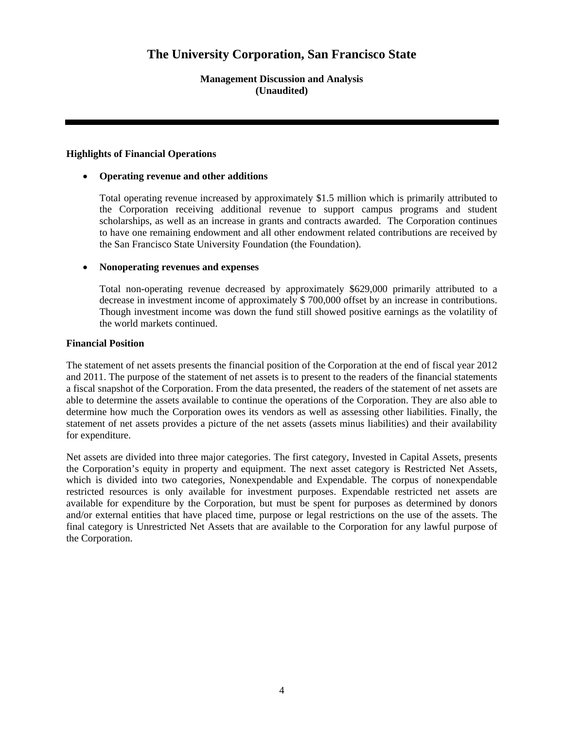# The University Corporation, San Francisco State

**Management Discussion and Analysis**
**(Unaudited)**

---

### Highlights of Financial Operations

- **Operating revenue and other additions**

  Total operating revenue increased by approximately $1.5 million which is primarily attributed to the Corporation receiving additional revenue to support campus programs and student scholarships, as well as an increase in grants and contracts awarded. The Corporation continues to have one remaining endowment and all other endowment related contributions are received by the San Francisco State University Foundation (the Foundation).

- **Nonoperating revenues and expenses**

  Total non-operating revenue decreased by approximately $629,000 primarily attributed to a decrease in investment income of approximately $ 700,000 offset by an increase in contributions. Though investment income was down the fund still showed positive earnings as the volatility of the world markets continued.

### Financial Position

The statement of net assets presents the financial position of the Corporation at the end of fiscal year 2012 and 2011. The purpose of the statement of net assets is to present to the readers of the financial statements a fiscal snapshot of the Corporation. From the data presented, the readers of the statement of net assets are able to determine the assets available to continue the operations of the Corporation. They are also able to determine how much the Corporation owes its vendors as well as assessing other liabilities. Finally, the statement of net assets provides a picture of the net assets (assets minus liabilities) and their availability for expenditure.

Net assets are divided into three major categories. The first category, Invested in Capital Assets, presents the Corporation's equity in property and equipment. The next asset category is Restricted Net Assets, which is divided into two categories, Nonexpendable and Expendable. The corpus of nonexpendable restricted resources is only available for investment purposes. Expendable restricted net assets are available for expenditure by the Corporation, but must be spent for purposes as determined by donors and/or external entities that have placed time, purpose or legal restrictions on the use of the assets. The final category is Unrestricted Net Assets that are available to the Corporation for any lawful purpose of the Corporation.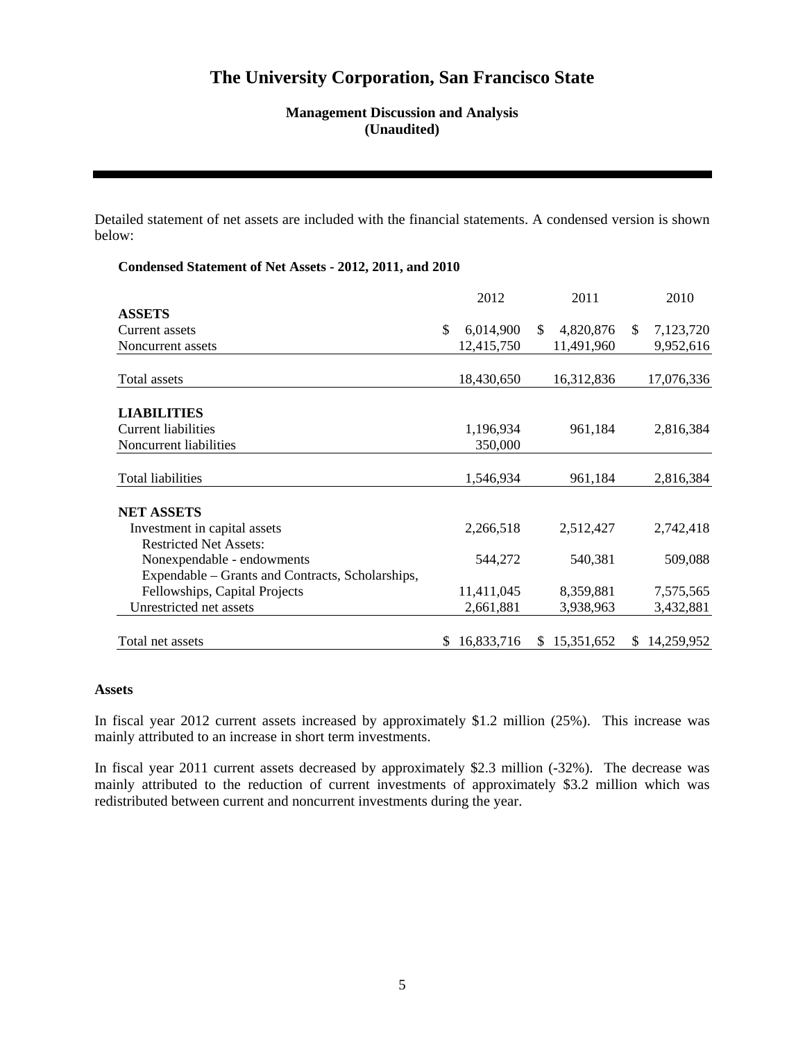# The University Corporation, San Francisco State

**Management Discussion and Analysis**
**(Unaudited)**

Detailed statement of net assets are included with the financial statements. A condensed version is shown below:

**Condensed Statement of Net Assets - 2012, 2011, and 2010**

| | 2012 | 2011 | 2010 |
|---|---|---|---|
| **ASSETS** | | | |
| Current assets | $ 6,014,900 | $ 4,820,876 | $ 7,123,720 |
| Noncurrent assets | 12,415,750 | 11,491,960 | 9,952,616 |
| Total assets | 18,430,650 | 16,312,836 | 17,076,336 |
| **LIABILITIES** | | | |
| Current liabilities | 1,196,934 | 961,184 | 2,816,384 |
| Noncurrent liabilities | 350,000 | | |
| Total liabilities | 1,546,934 | 961,184 | 2,816,384 |
| **NET ASSETS** | | | |
| Investment in capital assets | 2,266,518 | 2,512,427 | 2,742,418 |
| Restricted Net Assets: | | | |
| Nonexpendable - endowments | 544,272 | 540,381 | 509,088 |
| Expendable – Grants and Contracts, Scholarships, Fellowships, Capital Projects | 11,411,045 | 8,359,881 | 7,575,565 |
| Unrestricted net assets | 2,661,881 | 3,938,963 | 3,432,881 |
| Total net assets | $ 16,833,716 | $ 15,351,652 | $ 14,259,952 |

**Assets**

In fiscal year 2012 current assets increased by approximately $1.2 million (25%). This increase was mainly attributed to an increase in short term investments.

In fiscal year 2011 current assets decreased by approximately $2.3 million (-32%). The decrease was mainly attributed to the reduction of current investments of approximately $3.2 million which was redistributed between current and noncurrent investments during the year.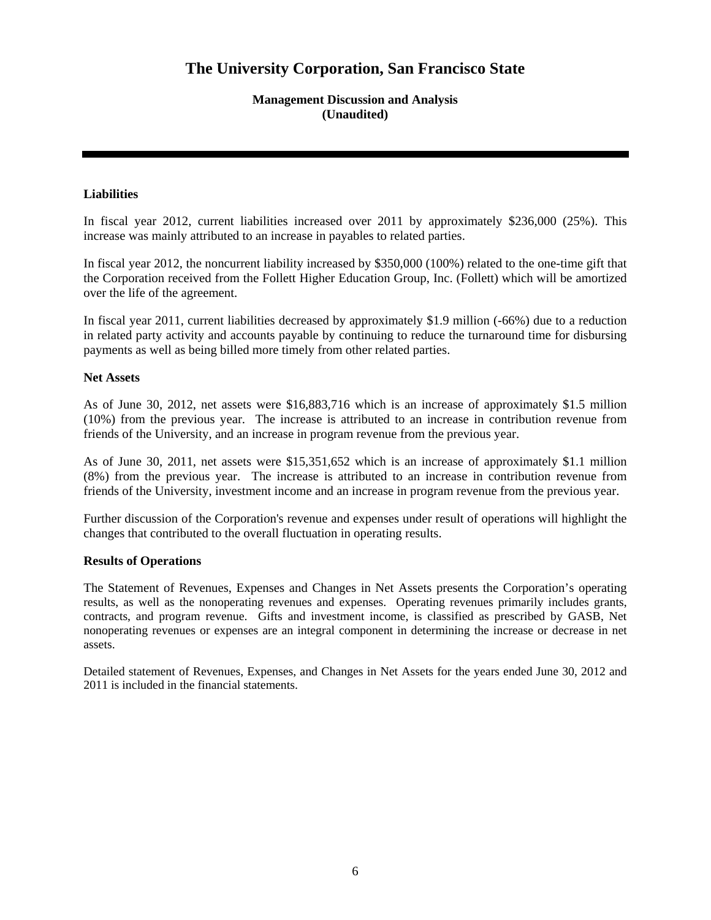# The University Corporation, San Francisco State

**Management Discussion and Analysis**
**(Unaudited)**

---

**Liabilities**

In fiscal year 2012, current liabilities increased over 2011 by approximately $236,000 (25%). This increase was mainly attributed to an increase in payables to related parties.

In fiscal year 2012, the noncurrent liability increased by $350,000 (100%) related to the one-time gift that the Corporation received from the Follett Higher Education Group, Inc. (Follett) which will be amortized over the life of the agreement.

In fiscal year 2011, current liabilities decreased by approximately $1.9 million (-66%) due to a reduction in related party activity and accounts payable by continuing to reduce the turnaround time for disbursing payments as well as being billed more timely from other related parties.

**Net Assets**

As of June 30, 2012, net assets were $16,883,716 which is an increase of approximately $1.5 million (10%) from the previous year. The increase is attributed to an increase in contribution revenue from friends of the University, and an increase in program revenue from the previous year.

As of June 30, 2011, net assets were $15,351,652 which is an increase of approximately $1.1 million (8%) from the previous year. The increase is attributed to an increase in contribution revenue from friends of the University, investment income and an increase in program revenue from the previous year.

Further discussion of the Corporation's revenue and expenses under result of operations will highlight the changes that contributed to the overall fluctuation in operating results.

**Results of Operations**

The Statement of Revenues, Expenses and Changes in Net Assets presents the Corporation's operating results, as well as the nonoperating revenues and expenses. Operating revenues primarily includes grants, contracts, and program revenue. Gifts and investment income, is classified as prescribed by GASB, Net nonoperating revenues or expenses are an integral component in determining the increase or decrease in net assets.

Detailed statement of Revenues, Expenses, and Changes in Net Assets for the years ended June 30, 2012 and 2011 is included in the financial statements.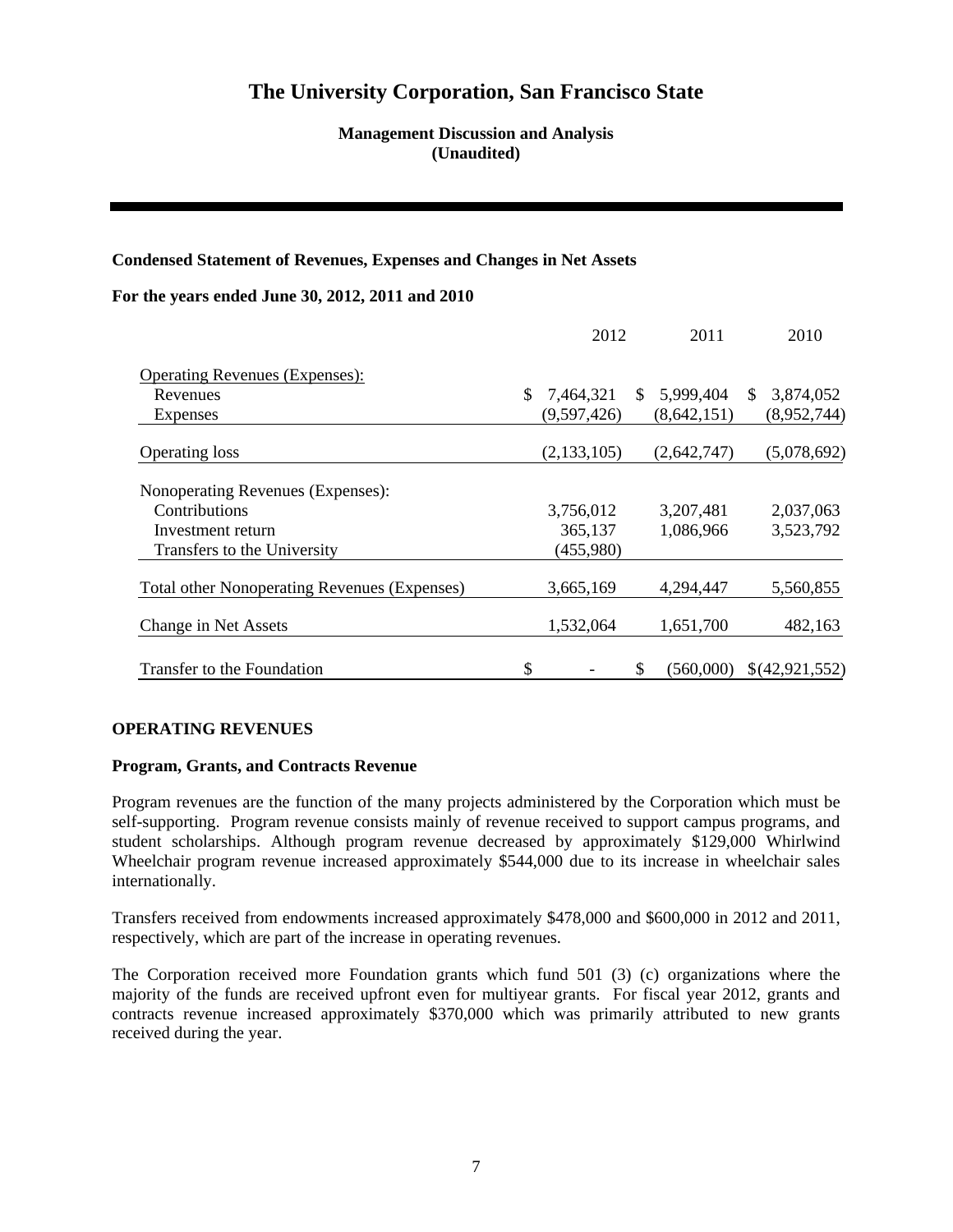# The University Corporation, San Francisco State

**Management Discussion and Analysis**
**(Unaudited)**

**Condensed Statement of Revenues, Expenses and Changes in Net Assets**

**For the years ended June 30, 2012, 2011 and 2010**

| | 2012 | 2011 | 2010 |
|---|---|---|---|
| Operating Revenues (Expenses): | | | |
| Revenues | $ 7,464,321 | $ 5,999,404 | $ 3,874,052 |
| Expenses | (9,597,426) | (8,642,151) | (8,952,744) |
| Operating loss | (2,133,105) | (2,642,747) | (5,078,692) |
| Nonoperating Revenues (Expenses): | | | |
| Contributions | 3,756,012 | 3,207,481 | 2,037,063 |
| Investment return | 365,137 | 1,086,966 | 3,523,792 |
| Transfers to the University | (455,980) | | |
| Total other Nonoperating Revenues (Expenses) | 3,665,169 | 4,294,447 | 5,560,855 |
| Change in Net Assets | 1,532,064 | 1,651,700 | 482,163 |
| Transfer to the Foundation | $ - | $ (560,000) | $(42,921,552) |

**OPERATING REVENUES**

**Program, Grants, and Contracts Revenue**

Program revenues are the function of the many projects administered by the Corporation which must be self-supporting. Program revenue consists mainly of revenue received to support campus programs, and student scholarships. Although program revenue decreased by approximately $129,000 Whirlwind Wheelchair program revenue increased approximately $544,000 due to its increase in wheelchair sales internationally.

Transfers received from endowments increased approximately $478,000 and $600,000 in 2012 and 2011, respectively, which are part of the increase in operating revenues.

The Corporation received more Foundation grants which fund 501 (3) (c) organizations where the majority of the funds are received upfront even for multiyear grants. For fiscal year 2012, grants and contracts revenue increased approximately $370,000 which was primarily attributed to new grants received during the year.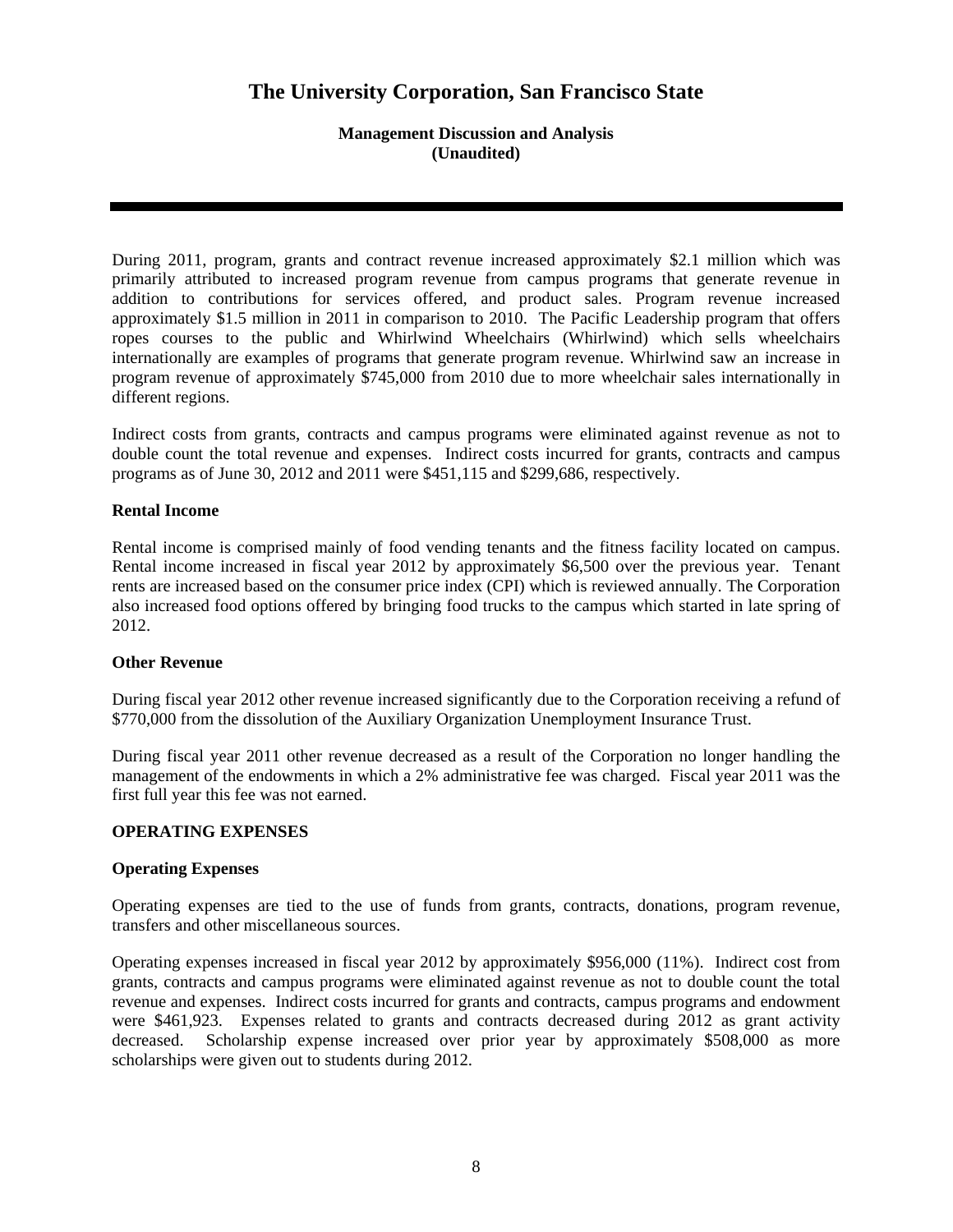During 2011, program, grants and contract revenue increased approximately $2.1 million which was primarily attributed to increased program revenue from campus programs that generate revenue in addition to contributions for services offered, and product sales. Program revenue increased approximately $1.5 million in 2011 in comparison to 2010. The Pacific Leadership program that offers ropes courses to the public and Whirlwind Wheelchairs (Whirlwind) which sells wheelchairs internationally are examples of programs that generate program revenue. Whirlwind saw an increase in program revenue of approximately $745,000 from 2010 due to more wheelchair sales internationally in different regions.

Indirect costs from grants, contracts and campus programs were eliminated against revenue as not to double count the total revenue and expenses. Indirect costs incurred for grants, contracts and campus programs as of June 30, 2012 and 2011 were $451,115 and $299,686, respectively.

**Rental Income**

Rental income is comprised mainly of food vending tenants and the fitness facility located on campus. Rental income increased in fiscal year 2012 by approximately $6,500 over the previous year. Tenant rents are increased based on the consumer price index (CPI) which is reviewed annually. The Corporation also increased food options offered by bringing food trucks to the campus which started in late spring of 2012.

**Other Revenue**

During fiscal year 2012 other revenue increased significantly due to the Corporation receiving a refund of $770,000 from the dissolution of the Auxiliary Organization Unemployment Insurance Trust.

During fiscal year 2011 other revenue decreased as a result of the Corporation no longer handling the management of the endowments in which a 2% administrative fee was charged. Fiscal year 2011 was the first full year this fee was not earned.

**OPERATING EXPENSES**

**Operating Expenses**

Operating expenses are tied to the use of funds from grants, contracts, donations, program revenue, transfers and other miscellaneous sources.

Operating expenses increased in fiscal year 2012 by approximately $956,000 (11%). Indirect cost from grants, contracts and campus programs were eliminated against revenue as not to double count the total revenue and expenses. Indirect costs incurred for grants and contracts, campus programs and endowment were $461,923. Expenses related to grants and contracts decreased during 2012 as grant activity decreased. Scholarship expense increased over prior year by approximately $508,000 as more scholarships were given out to students during 2012.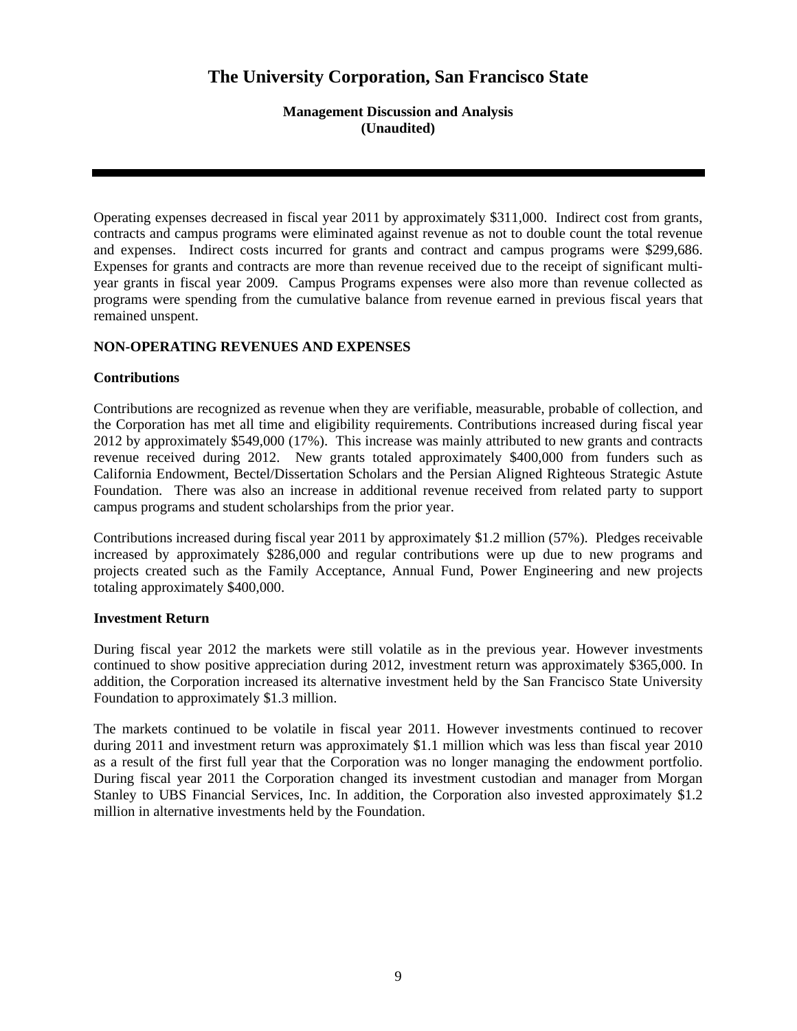Operating expenses decreased in fiscal year 2011 by approximately $311,000. Indirect cost from grants, contracts and campus programs were eliminated against revenue as not to double count the total revenue and expenses. Indirect costs incurred for grants and contract and campus programs were $299,686. Expenses for grants and contracts are more than revenue received due to the receipt of significant multi-year grants in fiscal year 2009. Campus Programs expenses were also more than revenue collected as programs were spending from the cumulative balance from revenue earned in previous fiscal years that remained unspent.

## NON-OPERATING REVENUES AND EXPENSES

### Contributions

Contributions are recognized as revenue when they are verifiable, measurable, probable of collection, and the Corporation has met all time and eligibility requirements. Contributions increased during fiscal year 2012 by approximately $549,000 (17%). This increase was mainly attributed to new grants and contracts revenue received during 2012. New grants totaled approximately $400,000 from funders such as California Endowment, Bectel/Dissertation Scholars and the Persian Aligned Righteous Strategic Astute Foundation. There was also an increase in additional revenue received from related party to support campus programs and student scholarships from the prior year.

Contributions increased during fiscal year 2011 by approximately $1.2 million (57%). Pledges receivable increased by approximately $286,000 and regular contributions were up due to new programs and projects created such as the Family Acceptance, Annual Fund, Power Engineering and new projects totaling approximately $400,000.

### Investment Return

During fiscal year 2012 the markets were still volatile as in the previous year. However investments continued to show positive appreciation during 2012, investment return was approximately $365,000. In addition, the Corporation increased its alternative investment held by the San Francisco State University Foundation to approximately $1.3 million.

The markets continued to be volatile in fiscal year 2011. However investments continued to recover during 2011 and investment return was approximately $1.1 million which was less than fiscal year 2010 as a result of the first full year that the Corporation was no longer managing the endowment portfolio. During fiscal year 2011 the Corporation changed its investment custodian and manager from Morgan Stanley to UBS Financial Services, Inc. In addition, the Corporation also invested approximately $1.2 million in alternative investments held by the Foundation.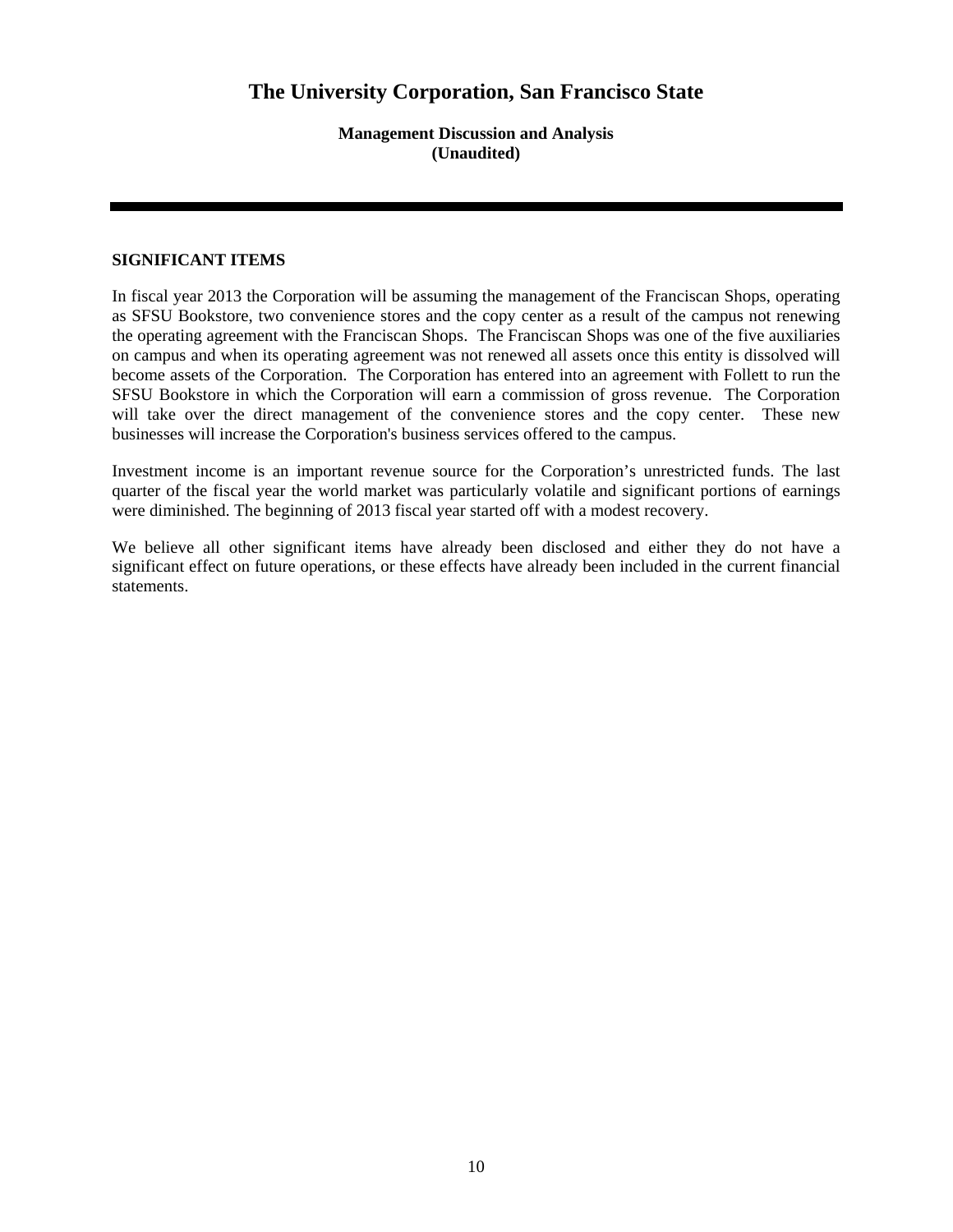# The University Corporation, San Francisco State

**Management Discussion and Analysis**
**(Unaudited)**

## SIGNIFICANT ITEMS

In fiscal year 2013 the Corporation will be assuming the management of the Franciscan Shops, operating as SFSU Bookstore, two convenience stores and the copy center as a result of the campus not renewing the operating agreement with the Franciscan Shops. The Franciscan Shops was one of the five auxiliaries on campus and when its operating agreement was not renewed all assets once this entity is dissolved will become assets of the Corporation. The Corporation has entered into an agreement with Follett to run the SFSU Bookstore in which the Corporation will earn a commission of gross revenue. The Corporation will take over the direct management of the convenience stores and the copy center. These new businesses will increase the Corporation's business services offered to the campus.

Investment income is an important revenue source for the Corporation's unrestricted funds. The last quarter of the fiscal year the world market was particularly volatile and significant portions of earnings were diminished. The beginning of 2013 fiscal year started off with a modest recovery.

We believe all other significant items have already been disclosed and either they do not have a significant effect on future operations, or these effects have already been included in the current financial statements.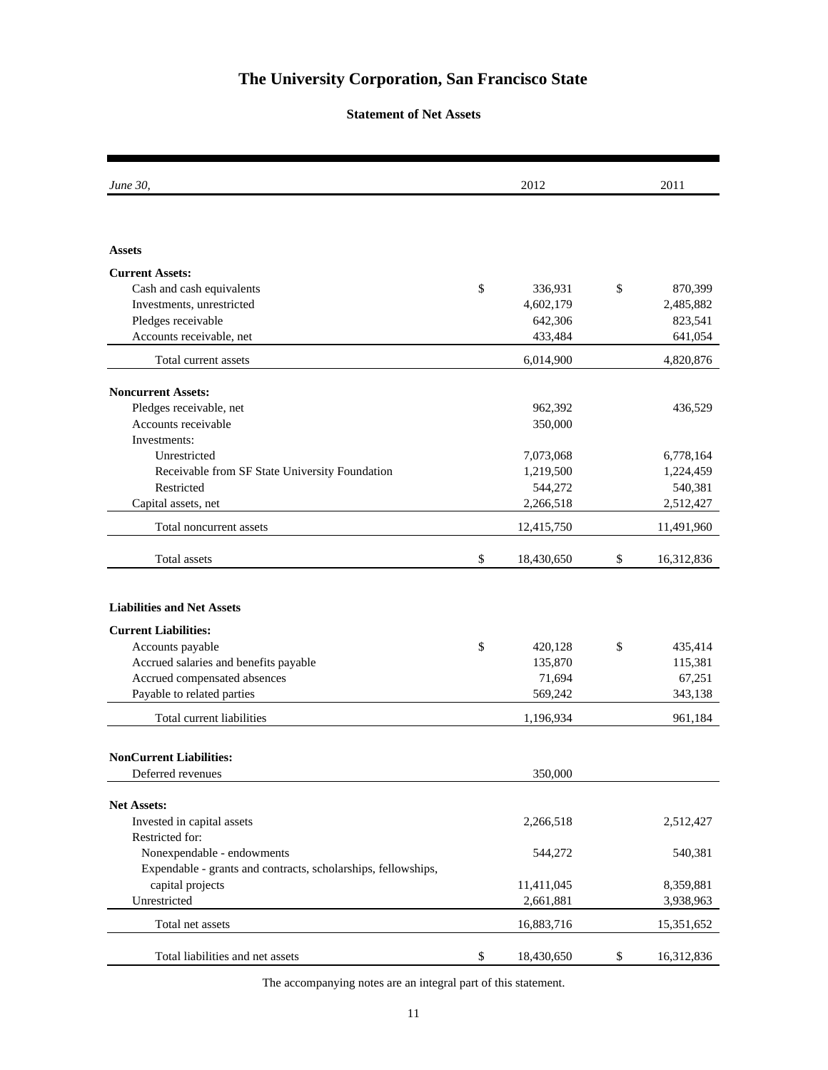# The University Corporation, San Francisco State

## Statement of Net Assets

| *June 30,* | 2012 | 2011 |
|---|---|---|
| **Assets** | | |
| **Current Assets:** | | |
| Cash and cash equivalents | $ 336,931 | $ 870,399 |
| Investments, unrestricted | 4,602,179 | 2,485,882 |
| Pledges receivable | 642,306 | 823,541 |
| Accounts receivable, net | 433,484 | 641,054 |
| Total current assets | 6,014,900 | 4,820,876 |
| **Noncurrent Assets:** | | |
| Pledges receivable, net | 962,392 | 436,529 |
| Accounts receivable | 350,000 | |
| Investments: | | |
| Unrestricted | 7,073,068 | 6,778,164 |
| Receivable from SF State University Foundation | 1,219,500 | 1,224,459 |
| Restricted | 544,272 | 540,381 |
| Capital assets, net | 2,266,518 | 2,512,427 |
| Total noncurrent assets | 12,415,750 | 11,491,960 |
| Total assets | $ 18,430,650 | $ 16,312,836 |
| **Liabilities and Net Assets** | | |
| **Current Liabilities:** | | |
| Accounts payable | $ 420,128 | $ 435,414 |
| Accrued salaries and benefits payable | 135,870 | 115,381 |
| Accrued compensated absences | 71,694 | 67,251 |
| Payable to related parties | 569,242 | 343,138 |
| Total current liabilities | 1,196,934 | 961,184 |
| **NonCurrent Liabilities:** | | |
| Deferred revenues | 350,000 | |
| **Net Assets:** | | |
| Invested in capital assets | 2,266,518 | 2,512,427 |
| Restricted for: | | |
| Nonexpendable - endowments | 544,272 | 540,381 |
| Expendable - grants and contracts, scholarships, fellowships, capital projects | 11,411,045 | 8,359,881 |
| Unrestricted | 2,661,881 | 3,938,963 |
| Total net assets | 16,883,716 | 15,351,652 |
| Total liabilities and net assets | $ 18,430,650 | $ 16,312,836 |

The accompanying notes are an integral part of this statement.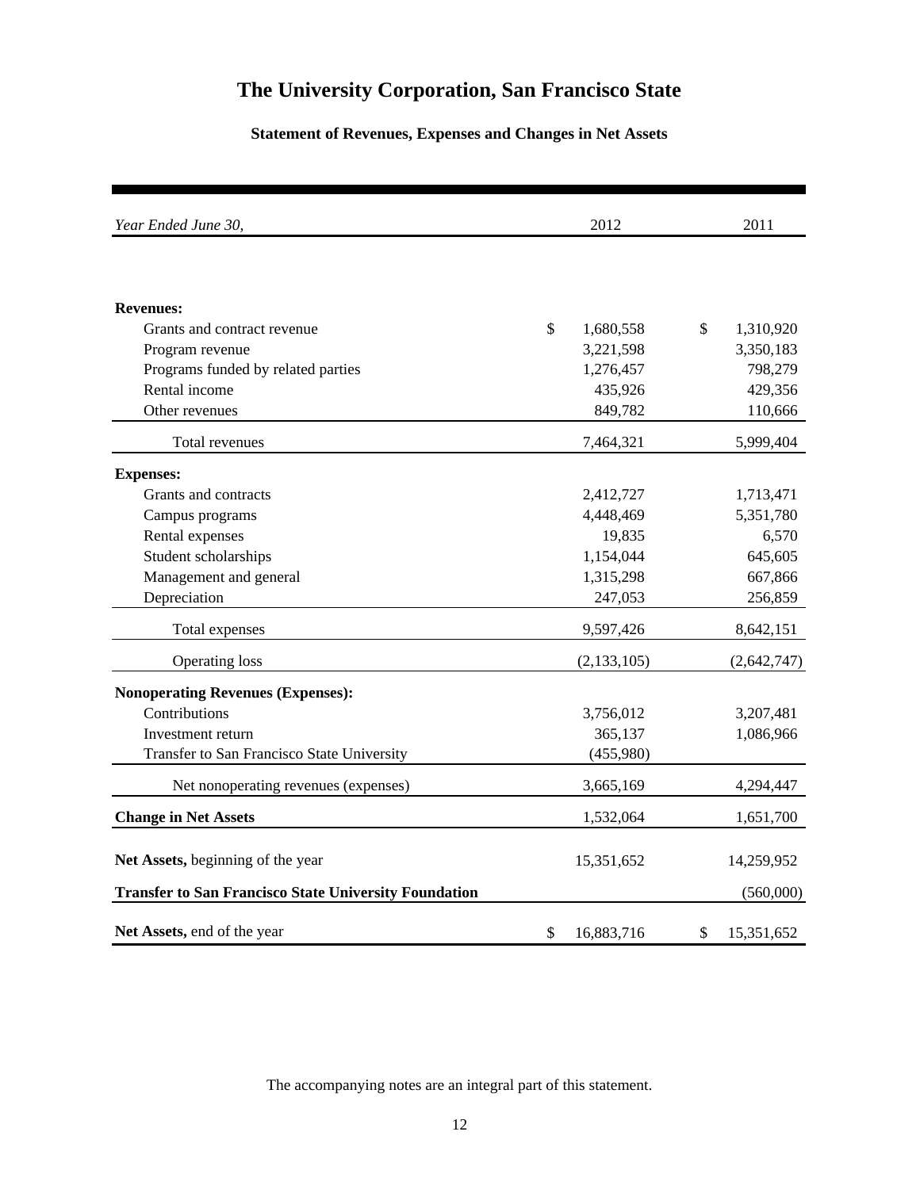# The University Corporation, San Francisco State

## Statement of Revenues, Expenses and Changes in Net Assets

| *Year Ended June 30,* | 2012 | 2011 |
|---|---|---|
| **Revenues:** | | |
| Grants and contract revenue | $ 1,680,558 | $ 1,310,920 |
| Program revenue | 3,221,598 | 3,350,183 |
| Programs funded by related parties | 1,276,457 | 798,279 |
| Rental income | 435,926 | 429,356 |
| Other revenues | 849,782 | 110,666 |
| Total revenues | 7,464,321 | 5,999,404 |
| **Expenses:** | | |
| Grants and contracts | 2,412,727 | 1,713,471 |
| Campus programs | 4,448,469 | 5,351,780 |
| Rental expenses | 19,835 | 6,570 |
| Student scholarships | 1,154,044 | 645,605 |
| Management and general | 1,315,298 | 667,866 |
| Depreciation | 247,053 | 256,859 |
| Total expenses | 9,597,426 | 8,642,151 |
| Operating loss | (2,133,105) | (2,642,747) |
| **Nonoperating Revenues (Expenses):** | | |
| Contributions | 3,756,012 | 3,207,481 |
| Investment return | 365,137 | 1,086,966 |
| Transfer to San Francisco State University | (455,980) | |
| Net nonoperating revenues (expenses) | 3,665,169 | 4,294,447 |
| **Change in Net Assets** | 1,532,064 | 1,651,700 |
| **Net Assets,** beginning of the year | 15,351,652 | 14,259,952 |
| **Transfer to San Francisco State University Foundation** | | (560,000) |
| **Net Assets,** end of the year | $ 16,883,716 | $ 15,351,652 |

The accompanying notes are an integral part of this statement.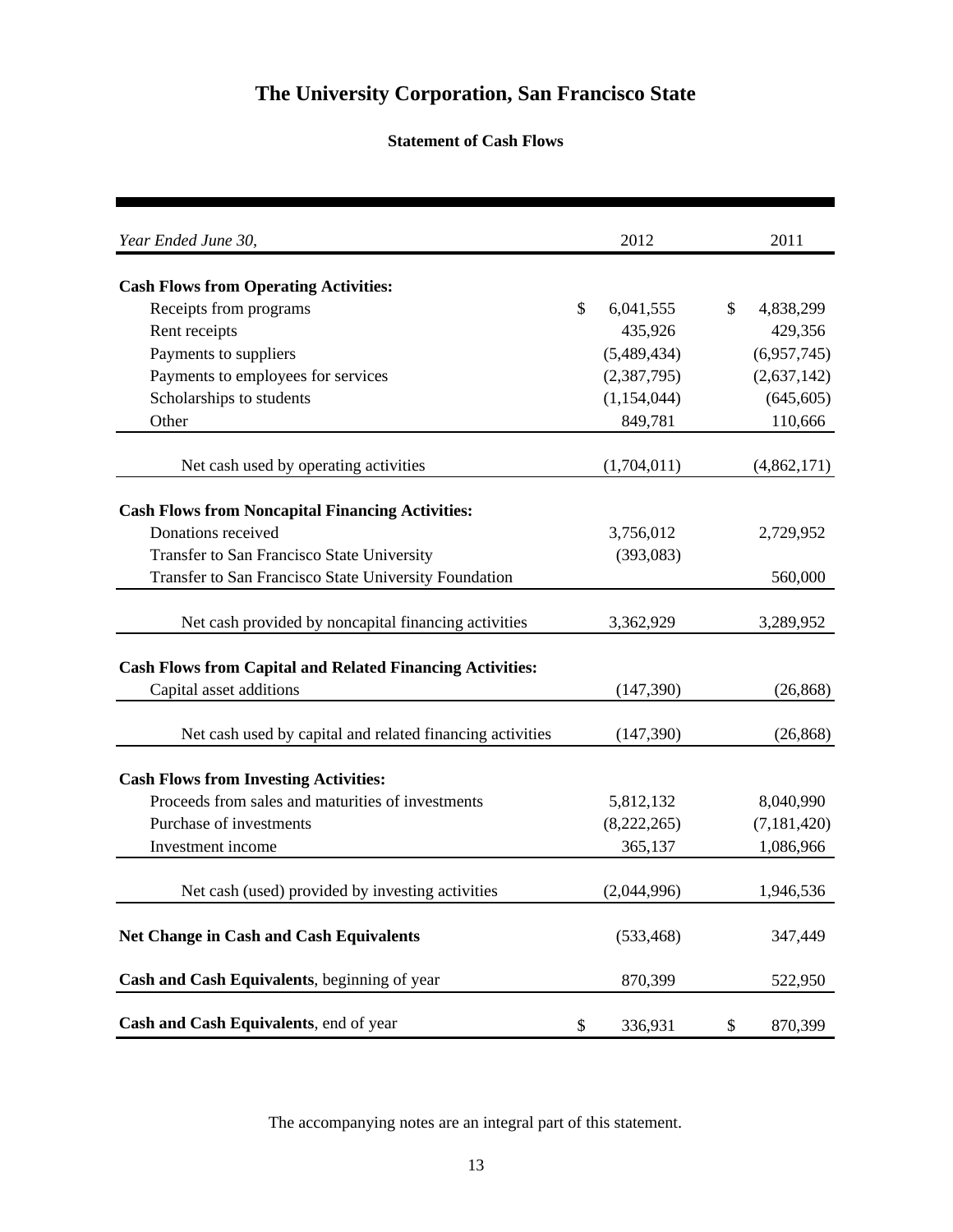# The University Corporation, San Francisco State

## Statement of Cash Flows

| *Year Ended June 30,* | 2012 | 2011 |
|---|---|---|
| **Cash Flows from Operating Activities:** | | |
| Receipts from programs | $ 6,041,555 | $ 4,838,299 |
| Rent receipts | 435,926 | 429,356 |
| Payments to suppliers | (5,489,434) | (6,957,745) |
| Payments to employees for services | (2,387,795) | (2,637,142) |
| Scholarships to students | (1,154,044) | (645,605) |
| Other | 849,781 | 110,666 |
| Net cash used by operating activities | (1,704,011) | (4,862,171) |
| **Cash Flows from Noncapital Financing Activities:** | | |
| Donations received | 3,756,012 | 2,729,952 |
| Transfer to San Francisco State University | (393,083) | |
| Transfer to San Francisco State University Foundation | | 560,000 |
| Net cash provided by noncapital financing activities | 3,362,929 | 3,289,952 |
| **Cash Flows from Capital and Related Financing Activities:** | | |
| Capital asset additions | (147,390) | (26,868) |
| Net cash used by capital and related financing activities | (147,390) | (26,868) |
| **Cash Flows from Investing Activities:** | | |
| Proceeds from sales and maturities of investments | 5,812,132 | 8,040,990 |
| Purchase of investments | (8,222,265) | (7,181,420) |
| Investment income | 365,137 | 1,086,966 |
| Net cash (used) provided by investing activities | (2,044,996) | 1,946,536 |
| **Net Change in Cash and Cash Equivalents** | (533,468) | 347,449 |
| **Cash and Cash Equivalents**, beginning of year | 870,399 | 522,950 |
| **Cash and Cash Equivalents**, end of year | $ 336,931 | $ 870,399 |

The accompanying notes are an integral part of this statement.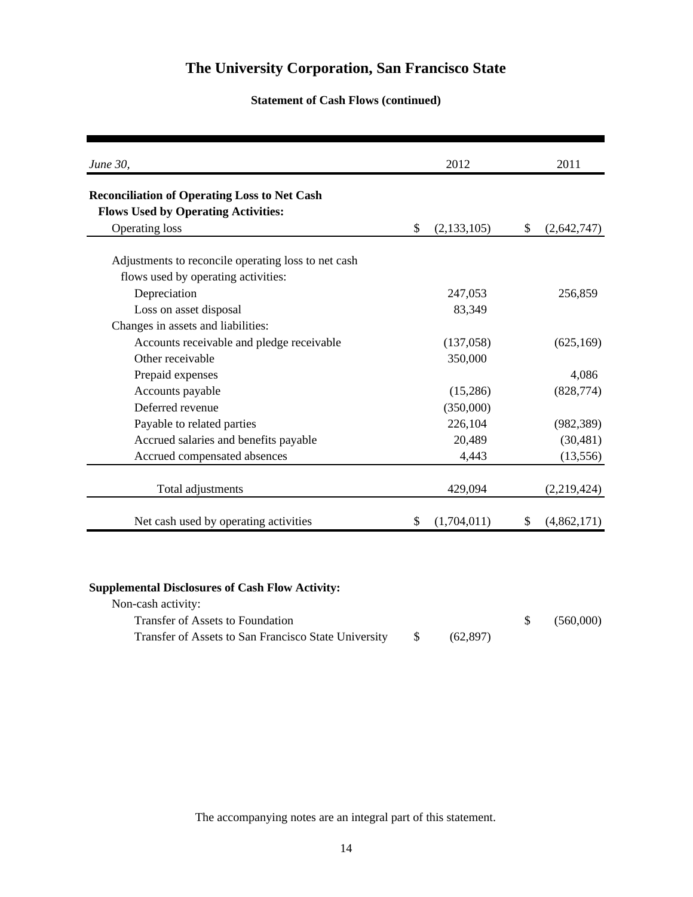# The University Corporation, San Francisco State

## Statement of Cash Flows (continued)

| *June 30,* | 2012 | 2011 |
|---|---|---|
| **Reconciliation of Operating Loss to Net Cash Flows Used by Operating Activities:** | | |
| Operating loss | $ (2,133,105) | $ (2,642,747) |
| Adjustments to reconcile operating loss to net cash flows used by operating activities: | | |
| Depreciation | 247,053 | 256,859 |
| Loss on asset disposal | 83,349 | |
| Changes in assets and liabilities: | | |
| Accounts receivable and pledge receivable | (137,058) | (625,169) |
| Other receivable | 350,000 | |
| Prepaid expenses | | 4,086 |
| Accounts payable | (15,286) | (828,774) |
| Deferred revenue | (350,000) | |
| Payable to related parties | 226,104 | (982,389) |
| Accrued salaries and benefits payable | 20,489 | (30,481) |
| Accrued compensated absences | 4,443 | (13,556) |
| Total adjustments | 429,094 | (2,219,424) |
| Net cash used by operating activities | $ (1,704,011) | $ (4,862,171) |

| **Supplemental Disclosures of Cash Flow Activity:** | | |
|---|---|---|
| Non-cash activity: | | |
| Transfer of Assets to Foundation | | $ (560,000) |
| Transfer of Assets to San Francisco State University | $ (62,897) | |

The accompanying notes are an integral part of this statement.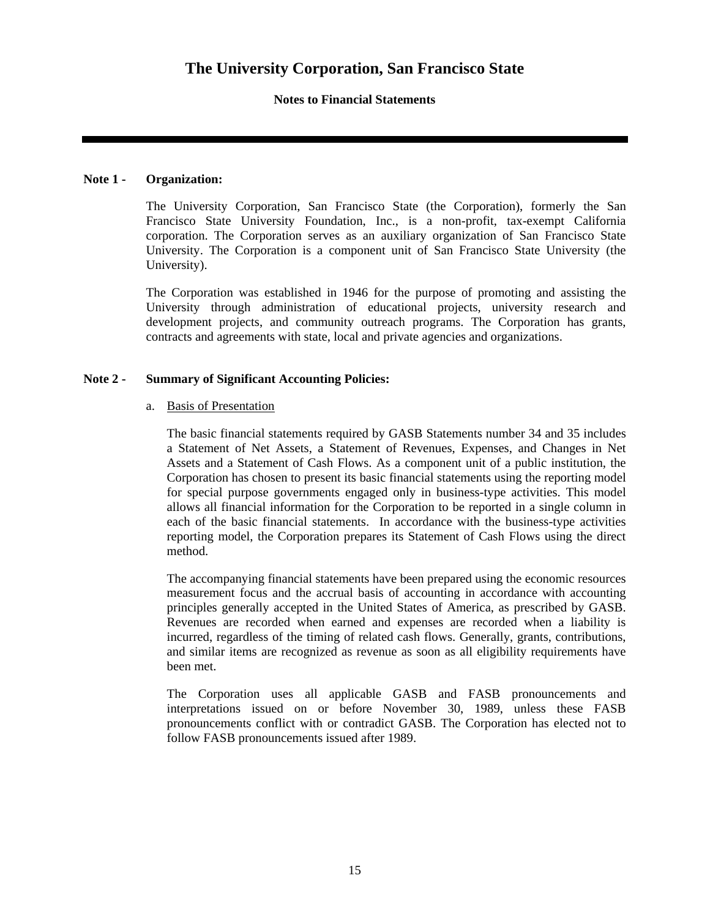# The University Corporation, San Francisco State

## Notes to Financial Statements

---

**Note 1 - Organization:**

The University Corporation, San Francisco State (the Corporation), formerly the San Francisco State University Foundation, Inc., is a non-profit, tax-exempt California corporation. The Corporation serves as an auxiliary organization of San Francisco State University. The Corporation is a component unit of San Francisco State University (the University).

The Corporation was established in 1946 for the purpose of promoting and assisting the University through administration of educational projects, university research and development projects, and community outreach programs. The Corporation has grants, contracts and agreements with state, local and private agencies and organizations.

**Note 2 - Summary of Significant Accounting Policies:**

a. Basis of Presentation

The basic financial statements required by GASB Statements number 34 and 35 includes a Statement of Net Assets, a Statement of Revenues, Expenses, and Changes in Net Assets and a Statement of Cash Flows. As a component unit of a public institution, the Corporation has chosen to present its basic financial statements using the reporting model for special purpose governments engaged only in business-type activities. This model allows all financial information for the Corporation to be reported in a single column in each of the basic financial statements. In accordance with the business-type activities reporting model, the Corporation prepares its Statement of Cash Flows using the direct method.

The accompanying financial statements have been prepared using the economic resources measurement focus and the accrual basis of accounting in accordance with accounting principles generally accepted in the United States of America, as prescribed by GASB. Revenues are recorded when earned and expenses are recorded when a liability is incurred, regardless of the timing of related cash flows. Generally, grants, contributions, and similar items are recognized as revenue as soon as all eligibility requirements have been met.

The Corporation uses all applicable GASB and FASB pronouncements and interpretations issued on or before November 30, 1989, unless these FASB pronouncements conflict with or contradict GASB. The Corporation has elected not to follow FASB pronouncements issued after 1989.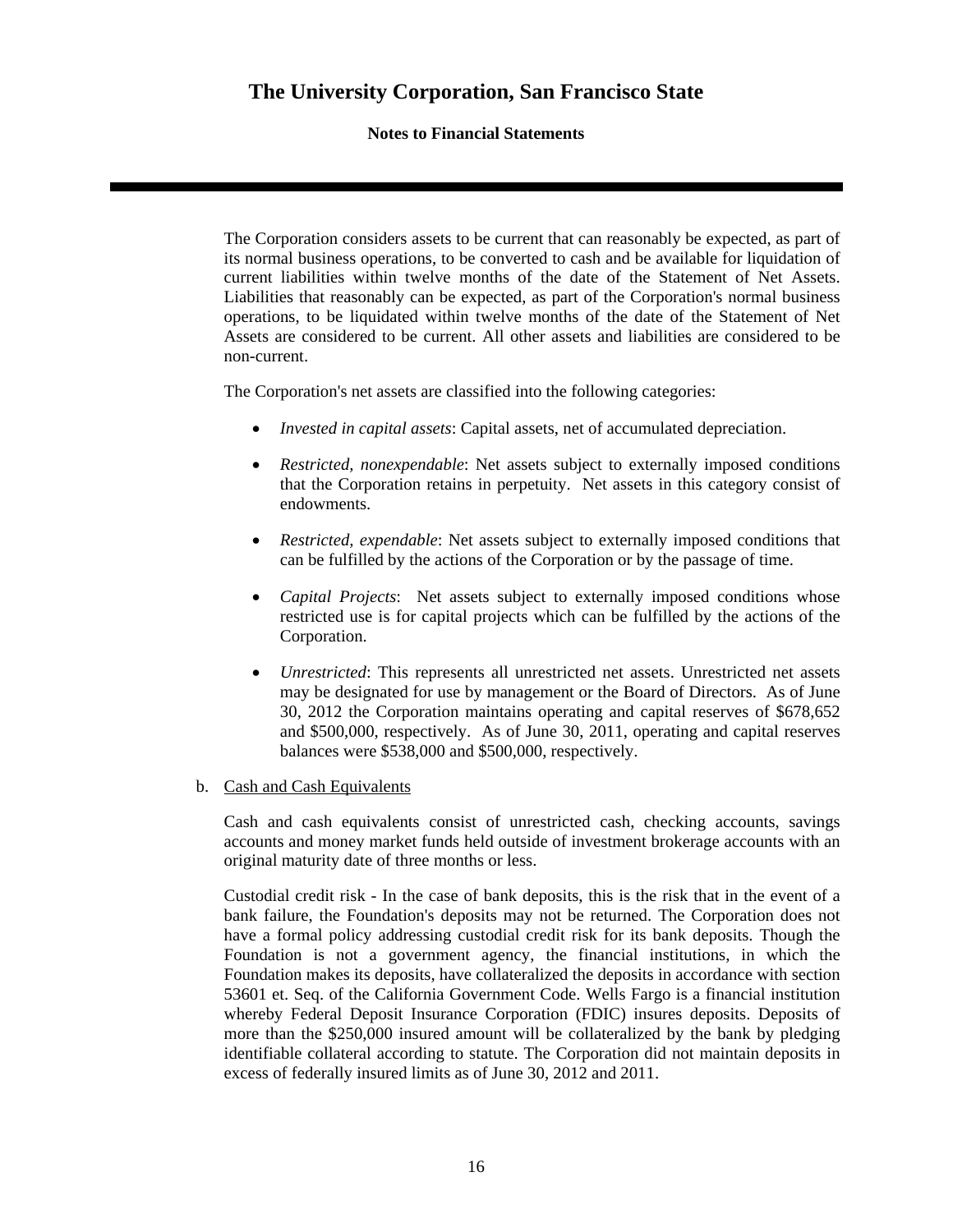The Corporation considers assets to be current that can reasonably be expected, as part of its normal business operations, to be converted to cash and be available for liquidation of current liabilities within twelve months of the date of the Statement of Net Assets. Liabilities that reasonably can be expected, as part of the Corporation's normal business operations, to be liquidated within twelve months of the date of the Statement of Net Assets are considered to be current. All other assets and liabilities are considered to be non-current.

The Corporation's net assets are classified into the following categories:

- *Invested in capital assets*: Capital assets, net of accumulated depreciation.
- *Restricted, nonexpendable*: Net assets subject to externally imposed conditions that the Corporation retains in perpetuity. Net assets in this category consist of endowments.
- *Restricted, expendable*: Net assets subject to externally imposed conditions that can be fulfilled by the actions of the Corporation or by the passage of time.
- *Capital Projects*: Net assets subject to externally imposed conditions whose restricted use is for capital projects which can be fulfilled by the actions of the Corporation.
- *Unrestricted*: This represents all unrestricted net assets. Unrestricted net assets may be designated for use by management or the Board of Directors. As of June 30, 2012 the Corporation maintains operating and capital reserves of $678,652 and $500,000, respectively. As of June 30, 2011, operating and capital reserves balances were $538,000 and $500,000, respectively.

b. Cash and Cash Equivalents

Cash and cash equivalents consist of unrestricted cash, checking accounts, savings accounts and money market funds held outside of investment brokerage accounts with an original maturity date of three months or less.

Custodial credit risk - In the case of bank deposits, this is the risk that in the event of a bank failure, the Foundation's deposits may not be returned. The Corporation does not have a formal policy addressing custodial credit risk for its bank deposits. Though the Foundation is not a government agency, the financial institutions, in which the Foundation makes its deposits, have collateralized the deposits in accordance with section 53601 et. Seq. of the California Government Code. Wells Fargo is a financial institution whereby Federal Deposit Insurance Corporation (FDIC) insures deposits. Deposits of more than the $250,000 insured amount will be collateralized by the bank by pledging identifiable collateral according to statute. The Corporation did not maintain deposits in excess of federally insured limits as of June 30, 2012 and 2011.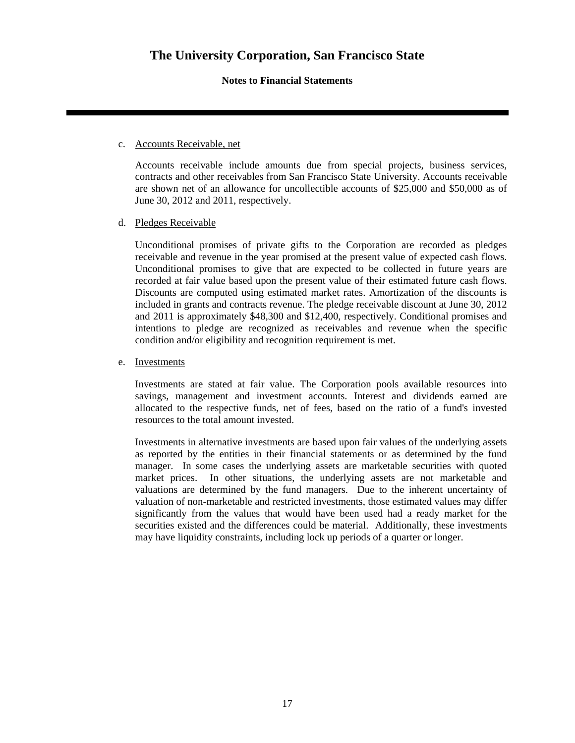c. Accounts Receivable, net

Accounts receivable include amounts due from special projects, business services, contracts and other receivables from San Francisco State University. Accounts receivable are shown net of an allowance for uncollectible accounts of $25,000 and $50,000 as of June 30, 2012 and 2011, respectively.

d. Pledges Receivable

Unconditional promises of private gifts to the Corporation are recorded as pledges receivable and revenue in the year promised at the present value of expected cash flows. Unconditional promises to give that are expected to be collected in future years are recorded at fair value based upon the present value of their estimated future cash flows. Discounts are computed using estimated market rates. Amortization of the discounts is included in grants and contracts revenue. The pledge receivable discount at June 30, 2012 and 2011 is approximately $48,300 and $12,400, respectively. Conditional promises and intentions to pledge are recognized as receivables and revenue when the specific condition and/or eligibility and recognition requirement is met.

e. Investments

Investments are stated at fair value. The Corporation pools available resources into savings, management and investment accounts. Interest and dividends earned are allocated to the respective funds, net of fees, based on the ratio of a fund's invested resources to the total amount invested.

Investments in alternative investments are based upon fair values of the underlying assets as reported by the entities in their financial statements or as determined by the fund manager. In some cases the underlying assets are marketable securities with quoted market prices. In other situations, the underlying assets are not marketable and valuations are determined by the fund managers. Due to the inherent uncertainty of valuation of non-marketable and restricted investments, those estimated values may differ significantly from the values that would have been used had a ready market for the securities existed and the differences could be material. Additionally, these investments may have liquidity constraints, including lock up periods of a quarter or longer.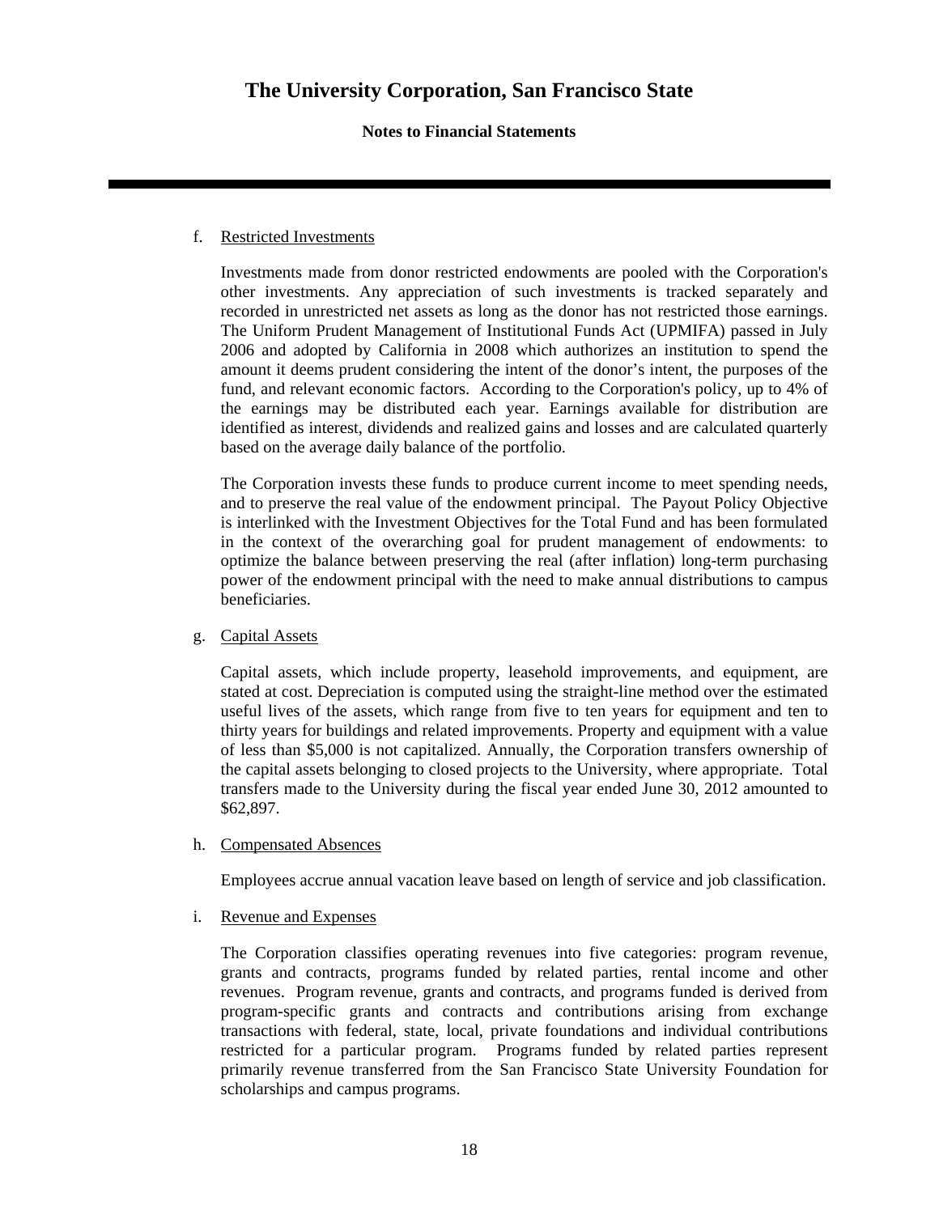f. Restricted Investments

Investments made from donor restricted endowments are pooled with the Corporation's other investments. Any appreciation of such investments is tracked separately and recorded in unrestricted net assets as long as the donor has not restricted those earnings. The Uniform Prudent Management of Institutional Funds Act (UPMIFA) passed in July 2006 and adopted by California in 2008 which authorizes an institution to spend the amount it deems prudent considering the intent of the donor's intent, the purposes of the fund, and relevant economic factors. According to the Corporation's policy, up to 4% of the earnings may be distributed each year. Earnings available for distribution are identified as interest, dividends and realized gains and losses and are calculated quarterly based on the average daily balance of the portfolio.

The Corporation invests these funds to produce current income to meet spending needs, and to preserve the real value of the endowment principal. The Payout Policy Objective is interlinked with the Investment Objectives for the Total Fund and has been formulated in the context of the overarching goal for prudent management of endowments: to optimize the balance between preserving the real (after inflation) long-term purchasing power of the endowment principal with the need to make annual distributions to campus beneficiaries.

g. Capital Assets

Capital assets, which include property, leasehold improvements, and equipment, are stated at cost. Depreciation is computed using the straight-line method over the estimated useful lives of the assets, which range from five to ten years for equipment and ten to thirty years for buildings and related improvements. Property and equipment with a value of less than $5,000 is not capitalized. Annually, the Corporation transfers ownership of the capital assets belonging to closed projects to the University, where appropriate. Total transfers made to the University during the fiscal year ended June 30, 2012 amounted to $62,897.

h. Compensated Absences

Employees accrue annual vacation leave based on length of service and job classification.

i. Revenue and Expenses

The Corporation classifies operating revenues into five categories: program revenue, grants and contracts, programs funded by related parties, rental income and other revenues. Program revenue, grants and contracts, and programs funded is derived from program-specific grants and contracts and contributions arising from exchange transactions with federal, state, local, private foundations and individual contributions restricted for a particular program. Programs funded by related parties represent primarily revenue transferred from the San Francisco State University Foundation for scholarships and campus programs.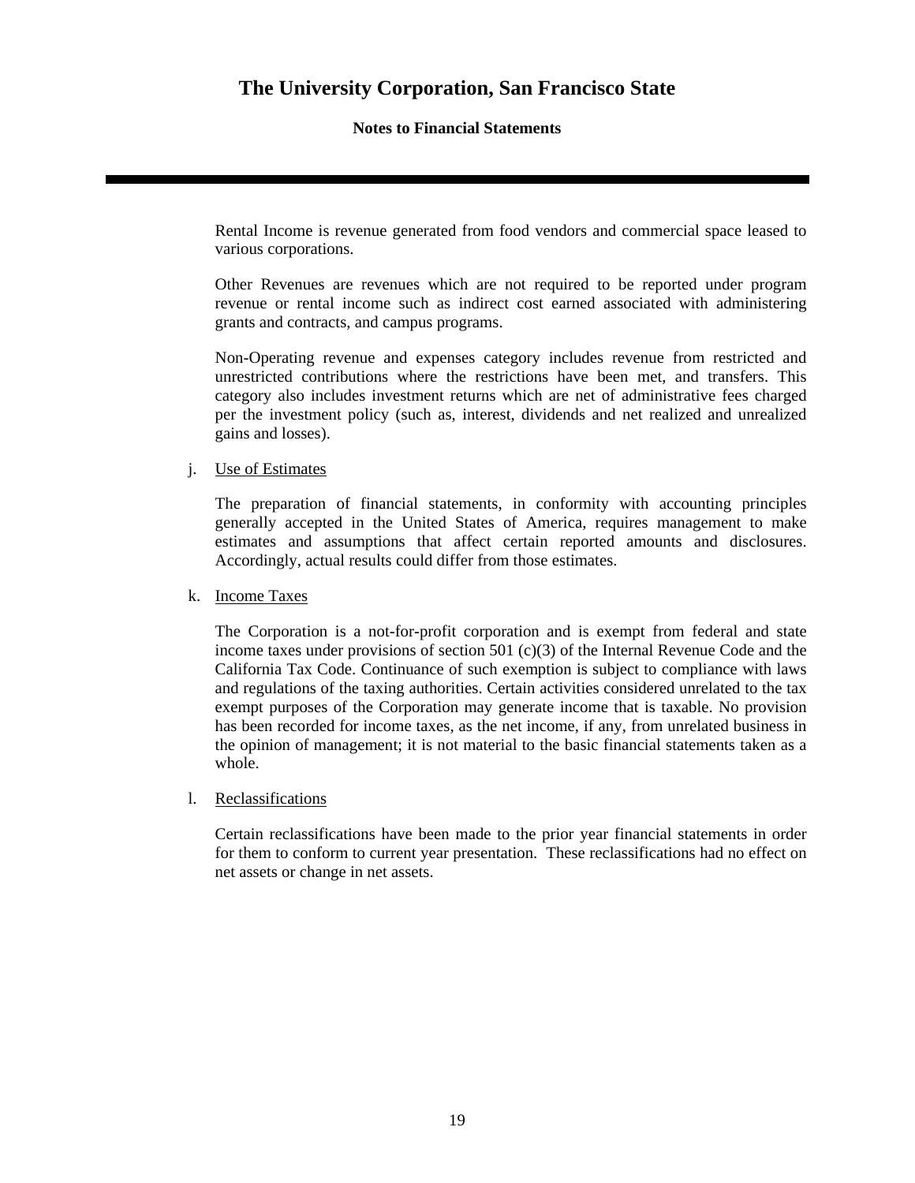Rental Income is revenue generated from food vendors and commercial space leased to various corporations.

Other Revenues are revenues which are not required to be reported under program revenue or rental income such as indirect cost earned associated with administering grants and contracts, and campus programs.

Non-Operating revenue and expenses category includes revenue from restricted and unrestricted contributions where the restrictions have been met, and transfers. This category also includes investment returns which are net of administrative fees charged per the investment policy (such as, interest, dividends and net realized and unrealized gains and losses).

j. Use of Estimates

The preparation of financial statements, in conformity with accounting principles generally accepted in the United States of America, requires management to make estimates and assumptions that affect certain reported amounts and disclosures. Accordingly, actual results could differ from those estimates.

k. Income Taxes

The Corporation is a not-for-profit corporation and is exempt from federal and state income taxes under provisions of section 501 (c)(3) of the Internal Revenue Code and the California Tax Code. Continuance of such exemption is subject to compliance with laws and regulations of the taxing authorities. Certain activities considered unrelated to the tax exempt purposes of the Corporation may generate income that is taxable. No provision has been recorded for income taxes, as the net income, if any, from unrelated business in the opinion of management; it is not material to the basic financial statements taken as a whole.

l. Reclassifications

Certain reclassifications have been made to the prior year financial statements in order for them to conform to current year presentation. These reclassifications had no effect on net assets or change in net assets.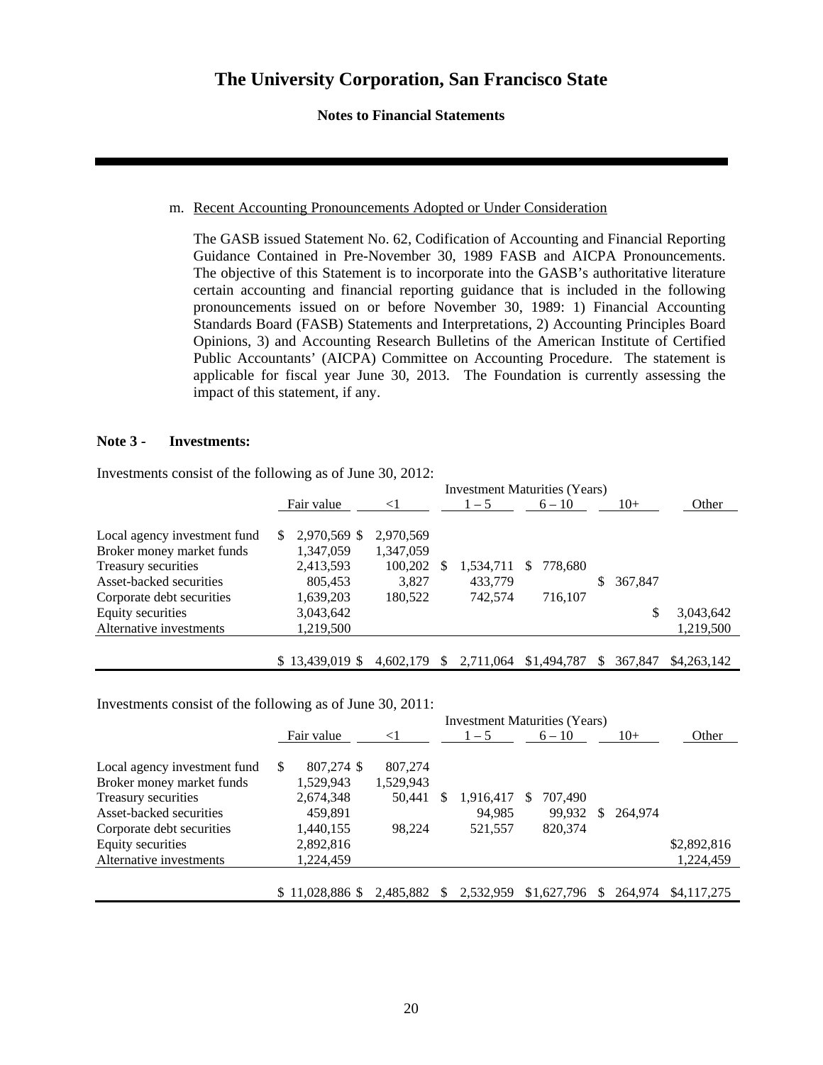# The University Corporation, San Francisco State

**Notes to Financial Statements**

m. Recent Accounting Pronouncements Adopted or Under Consideration

The GASB issued Statement No. 62, Codification of Accounting and Financial Reporting Guidance Contained in Pre-November 30, 1989 FASB and AICPA Pronouncements. The objective of this Statement is to incorporate into the GASB's authoritative literature certain accounting and financial reporting guidance that is included in the following pronouncements issued on or before November 30, 1989: 1) Financial Accounting Standards Board (FASB) Statements and Interpretations, 2) Accounting Principles Board Opinions, 3) and Accounting Research Bulletins of the American Institute of Certified Public Accountants' (AICPA) Committee on Accounting Procedure. The statement is applicable for fiscal year June 30, 2013. The Foundation is currently assessing the impact of this statement, if any.

**Note 3 - Investments:**

Investments consist of the following as of June 30, 2012:

| | | Investment Maturities (Years) | | | | |
|---|---|---|---|---|---|---|
| | Fair value | <1 | 1 – 5 | 6 – 10 | 10+ | Other |
| Local agency investment fund | $ 2,970,569 | $ 2,970,569 | | | | |
| Broker money market funds | 1,347,059 | 1,347,059 | | | | |
| Treasury securities | 2,413,593 | 100,202 | $ 1,534,711 | $ 778,680 | | |
| Asset-backed securities | 805,453 | 3,827 | 433,779 | | $ 367,847 | |
| Corporate debt securities | 1,639,203 | 180,522 | 742,574 | 716,107 | | |
| Equity securities | 3,043,642 | | | | | $ 3,043,642 |
| Alternative investments | 1,219,500 | | | | | 1,219,500 |
| | $ 13,439,019 | $ 4,602,179 | $ 2,711,064 | $1,494,787 | $ 367,847 | $4,263,142 |

Investments consist of the following as of June 30, 2011:

| | | Investment Maturities (Years) | | | | |
|---|---|---|---|---|---|---|
| | Fair value | <1 | 1 – 5 | 6 – 10 | 10+ | Other |
| Local agency investment fund | $ 807,274 | $ 807,274 | | | | |
| Broker money market funds | 1,529,943 | 1,529,943 | | | | |
| Treasury securities | 2,674,348 | 50,441 | $ 1,916,417 | $ 707,490 | | |
| Asset-backed securities | 459,891 | | 94,985 | 99,932 | $ 264,974 | |
| Corporate debt securities | 1,440,155 | 98,224 | 521,557 | 820,374 | | |
| Equity securities | 2,892,816 | | | | | $2,892,816 |
| Alternative investments | 1,224,459 | | | | | 1,224,459 |
| | $ 11,028,886 | $ 2,485,882 | $ 2,532,959 | $1,627,796 | $ 264,974 | $4,117,275 |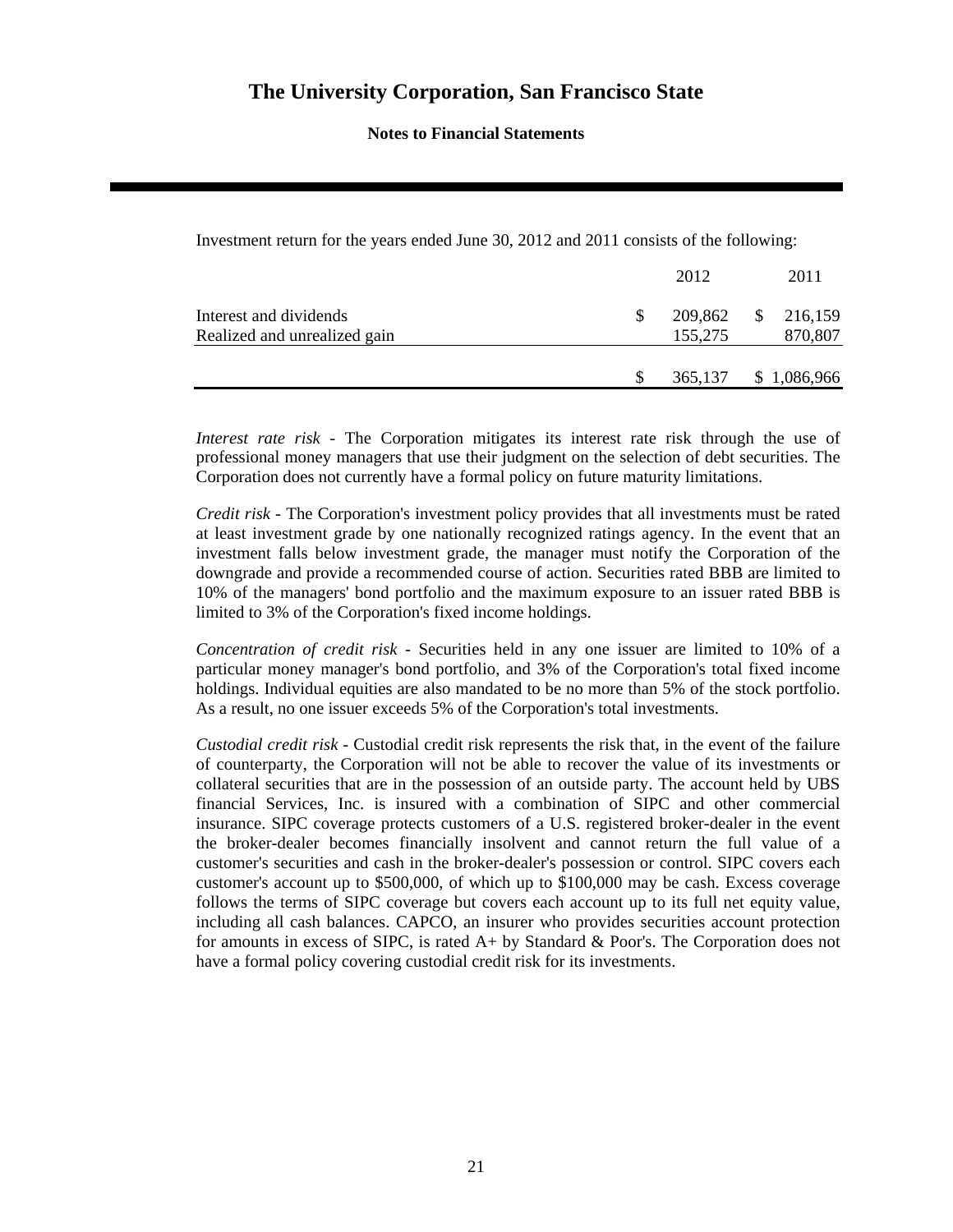Investment return for the years ended June 30, 2012 and 2011 consists of the following:

| | 2012 | 2011 |
|---|---|---|
| Interest and dividends | $ 209,862 | $ 216,159 |
| Realized and unrealized gain | 155,275 | 870,807 |
| | $ 365,137 | $ 1,086,966 |

*Interest rate risk* - The Corporation mitigates its interest rate risk through the use of professional money managers that use their judgment on the selection of debt securities. The Corporation does not currently have a formal policy on future maturity limitations.

*Credit risk* - The Corporation's investment policy provides that all investments must be rated at least investment grade by one nationally recognized ratings agency. In the event that an investment falls below investment grade, the manager must notify the Corporation of the downgrade and provide a recommended course of action. Securities rated BBB are limited to 10% of the managers' bond portfolio and the maximum exposure to an issuer rated BBB is limited to 3% of the Corporation's fixed income holdings.

*Concentration of credit risk* - Securities held in any one issuer are limited to 10% of a particular money manager's bond portfolio, and 3% of the Corporation's total fixed income holdings. Individual equities are also mandated to be no more than 5% of the stock portfolio. As a result, no one issuer exceeds 5% of the Corporation's total investments.

*Custodial credit risk* - Custodial credit risk represents the risk that, in the event of the failure of counterparty, the Corporation will not be able to recover the value of its investments or collateral securities that are in the possession of an outside party. The account held by UBS financial Services, Inc. is insured with a combination of SIPC and other commercial insurance. SIPC coverage protects customers of a U.S. registered broker-dealer in the event the broker-dealer becomes financially insolvent and cannot return the full value of a customer's securities and cash in the broker-dealer's possession or control. SIPC covers each customer's account up to $500,000, of which up to $100,000 may be cash. Excess coverage follows the terms of SIPC coverage but covers each account up to its full net equity value, including all cash balances. CAPCO, an insurer who provides securities account protection for amounts in excess of SIPC, is rated A+ by Standard & Poor's. The Corporation does not have a formal policy covering custodial credit risk for its investments.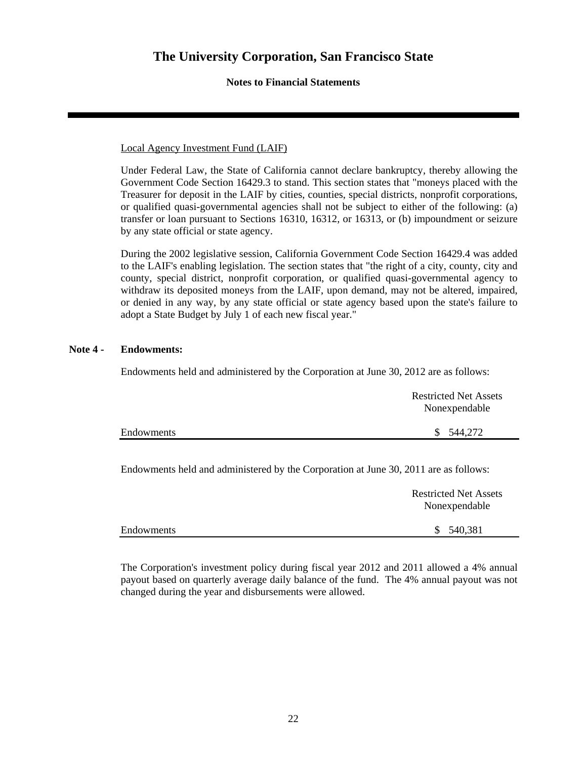Local Agency Investment Fund (LAIF)

Under Federal Law, the State of California cannot declare bankruptcy, thereby allowing the Government Code Section 16429.3 to stand. This section states that "moneys placed with the Treasurer for deposit in the LAIF by cities, counties, special districts, nonprofit corporations, or qualified quasi-governmental agencies shall not be subject to either of the following: (a) transfer or loan pursuant to Sections 16310, 16312, or 16313, or (b) impoundment or seizure by any state official or state agency.

During the 2002 legislative session, California Government Code Section 16429.4 was added to the LAIF's enabling legislation. The section states that "the right of a city, county, city and county, special district, nonprofit corporation, or qualified quasi-governmental agency to withdraw its deposited moneys from the LAIF, upon demand, may not be altered, impaired, or denied in any way, by any state official or state agency based upon the state's failure to adopt a State Budget by July 1 of each new fiscal year."

**Note 4 - Endowments:**

Endowments held and administered by the Corporation at June 30, 2012 are as follows:

| | Restricted Net Assets Nonexpendable |
|---|---|
| Endowments | $ 544,272 |

Endowments held and administered by the Corporation at June 30, 2011 are as follows:

| | Restricted Net Assets Nonexpendable |
|---|---|
| Endowments | $ 540,381 |

The Corporation's investment policy during fiscal year 2012 and 2011 allowed a 4% annual payout based on quarterly average daily balance of the fund. The 4% annual payout was not changed during the year and disbursements were allowed.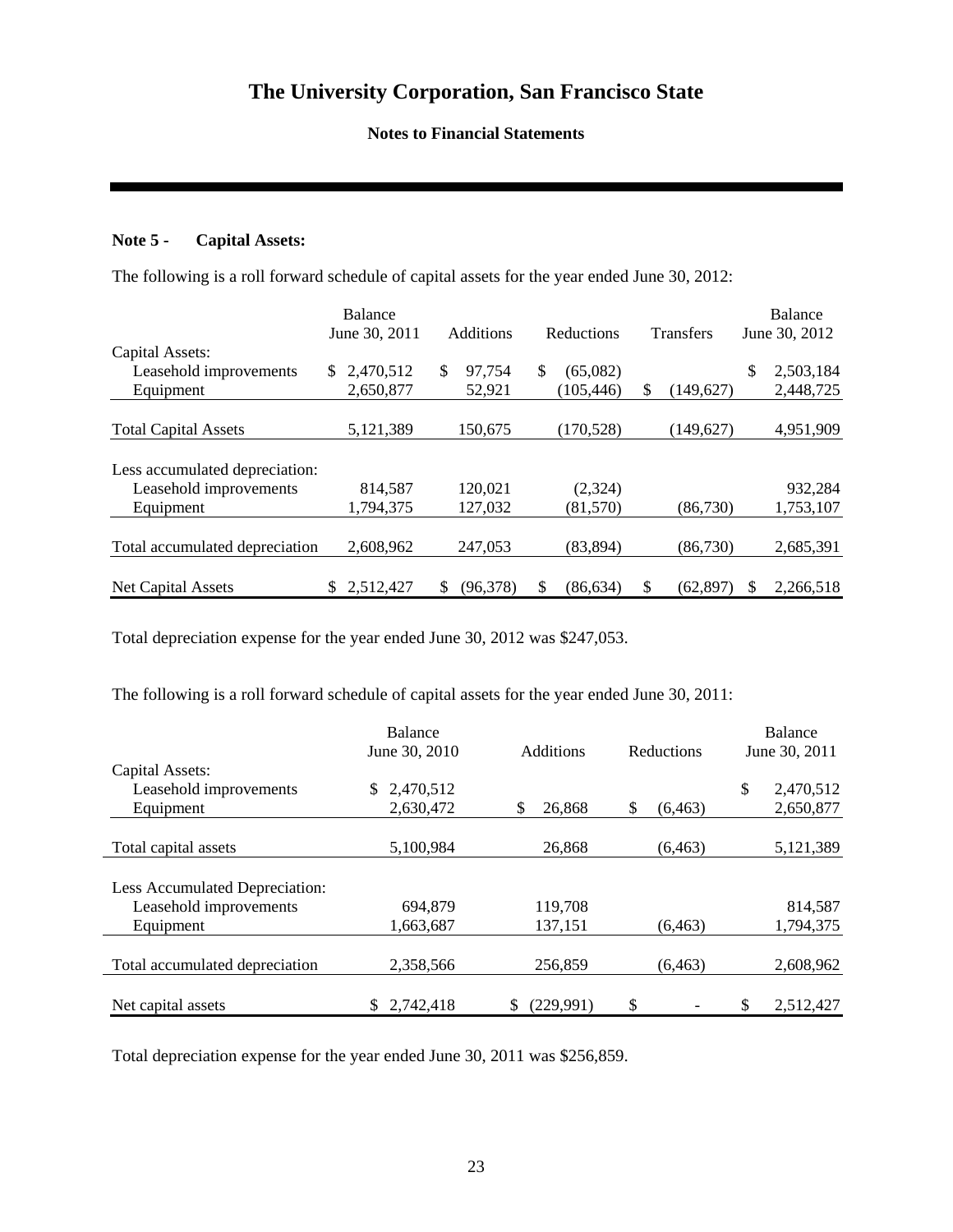# The University Corporation, San Francisco State

**Notes to Financial Statements**

**Note 5 - Capital Assets:**

The following is a roll forward schedule of capital assets for the year ended June 30, 2012:

| | Balance June 30, 2011 | Additions | Reductions | Transfers | Balance June 30, 2012 |
|---|---|---|---|---|---|
| Capital Assets: | | | | | |
| Leasehold improvements | $ 2,470,512 | $ 97,754 | $ (65,082) | | $ 2,503,184 |
| Equipment | 2,650,877 | 52,921 | (105,446) | $ (149,627) | 2,448,725 |
| Total Capital Assets | 5,121,389 | 150,675 | (170,528) | (149,627) | 4,951,909 |
| Less accumulated depreciation: | | | | | |
| Leasehold improvements | 814,587 | 120,021 | (2,324) | | 932,284 |
| Equipment | 1,794,375 | 127,032 | (81,570) | (86,730) | 1,753,107 |
| Total accumulated depreciation | 2,608,962 | 247,053 | (83,894) | (86,730) | 2,685,391 |
| Net Capital Assets | $ 2,512,427 | $ (96,378) | $ (86,634) | $ (62,897) | $ 2,266,518 |

Total depreciation expense for the year ended June 30, 2012 was $247,053.

The following is a roll forward schedule of capital assets for the year ended June 30, 2011:

| | Balance June 30, 2010 | Additions | Reductions | Balance June 30, 2011 |
|---|---|---|---|---|
| Capital Assets: | | | | |
| Leasehold improvements | $ 2,470,512 | | | $ 2,470,512 |
| Equipment | 2,630,472 | $ 26,868 | $ (6,463) | 2,650,877 |
| Total capital assets | 5,100,984 | 26,868 | (6,463) | 5,121,389 |
| Less Accumulated Depreciation: | | | | |
| Leasehold improvements | 694,879 | 119,708 | | 814,587 |
| Equipment | 1,663,687 | 137,151 | (6,463) | 1,794,375 |
| Total accumulated depreciation | 2,358,566 | 256,859 | (6,463) | 2,608,962 |
| Net capital assets | $ 2,742,418 | $ (229,991) | $ - | $ 2,512,427 |

Total depreciation expense for the year ended June 30, 2011 was $256,859.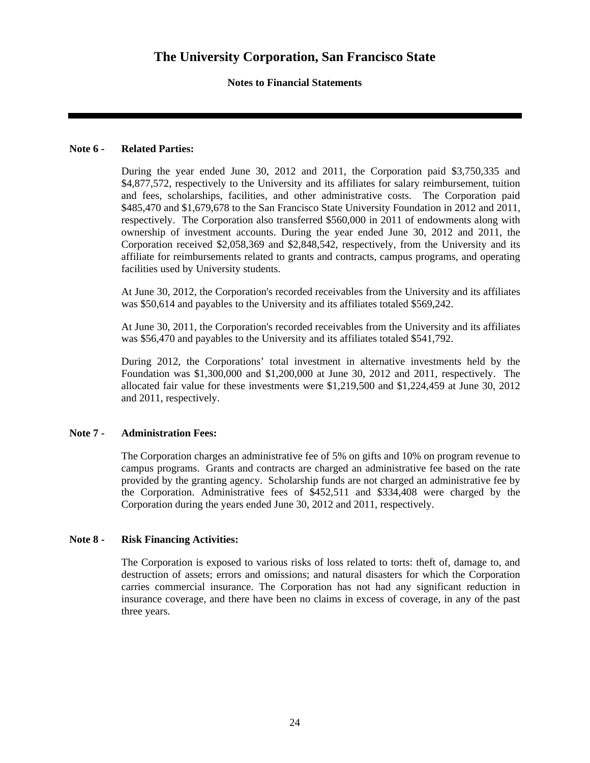# The University Corporation, San Francisco State

**Notes to Financial Statements**

---

**Note 6 - Related Parties:**

During the year ended June 30, 2012 and 2011, the Corporation paid $3,750,335 and $4,877,572, respectively to the University and its affiliates for salary reimbursement, tuition and fees, scholarships, facilities, and other administrative costs. The Corporation paid $485,470 and $1,679,678 to the San Francisco State University Foundation in 2012 and 2011, respectively. The Corporation also transferred $560,000 in 2011 of endowments along with ownership of investment accounts. During the year ended June 30, 2012 and 2011, the Corporation received $2,058,369 and $2,848,542, respectively, from the University and its affiliate for reimbursements related to grants and contracts, campus programs, and operating facilities used by University students.

At June 30, 2012, the Corporation's recorded receivables from the University and its affiliates was $50,614 and payables to the University and its affiliates totaled $569,242.

At June 30, 2011, the Corporation's recorded receivables from the University and its affiliates was $56,470 and payables to the University and its affiliates totaled $541,792.

During 2012, the Corporations' total investment in alternative investments held by the Foundation was $1,300,000 and $1,200,000 at June 30, 2012 and 2011, respectively. The allocated fair value for these investments were $1,219,500 and $1,224,459 at June 30, 2012 and 2011, respectively.

**Note 7 - Administration Fees:**

The Corporation charges an administrative fee of 5% on gifts and 10% on program revenue to campus programs. Grants and contracts are charged an administrative fee based on the rate provided by the granting agency. Scholarship funds are not charged an administrative fee by the Corporation. Administrative fees of $452,511 and $334,408 were charged by the Corporation during the years ended June 30, 2012 and 2011, respectively.

**Note 8 - Risk Financing Activities:**

The Corporation is exposed to various risks of loss related to torts: theft of, damage to, and destruction of assets; errors and omissions; and natural disasters for which the Corporation carries commercial insurance. The Corporation has not had any significant reduction in insurance coverage, and there have been no claims in excess of coverage, in any of the past three years.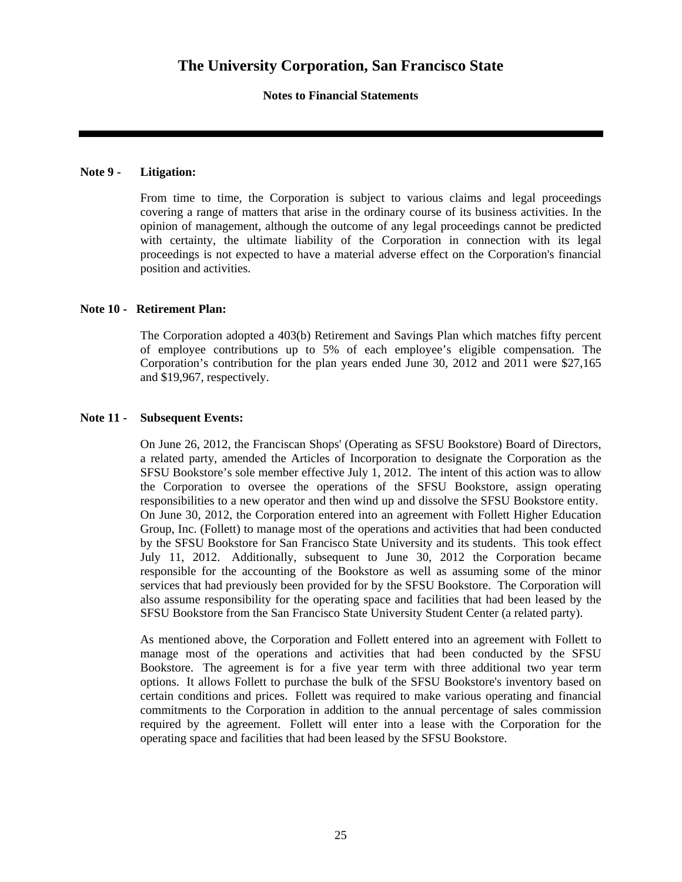# The University Corporation, San Francisco State

**Notes to Financial Statements**

**Note 9 - Litigation:**

From time to time, the Corporation is subject to various claims and legal proceedings covering a range of matters that arise in the ordinary course of its business activities. In the opinion of management, although the outcome of any legal proceedings cannot be predicted with certainty, the ultimate liability of the Corporation in connection with its legal proceedings is not expected to have a material adverse effect on the Corporation's financial position and activities.

**Note 10 - Retirement Plan:**

The Corporation adopted a 403(b) Retirement and Savings Plan which matches fifty percent of employee contributions up to 5% of each employee's eligible compensation. The Corporation's contribution for the plan years ended June 30, 2012 and 2011 were $27,165 and $19,967, respectively.

**Note 11 - Subsequent Events:**

On June 26, 2012, the Franciscan Shops' (Operating as SFSU Bookstore) Board of Directors, a related party, amended the Articles of Incorporation to designate the Corporation as the SFSU Bookstore's sole member effective July 1, 2012. The intent of this action was to allow the Corporation to oversee the operations of the SFSU Bookstore, assign operating responsibilities to a new operator and then wind up and dissolve the SFSU Bookstore entity. On June 30, 2012, the Corporation entered into an agreement with Follett Higher Education Group, Inc. (Follett) to manage most of the operations and activities that had been conducted by the SFSU Bookstore for San Francisco State University and its students. This took effect July 11, 2012. Additionally, subsequent to June 30, 2012 the Corporation became responsible for the accounting of the Bookstore as well as assuming some of the minor services that had previously been provided for by the SFSU Bookstore. The Corporation will also assume responsibility for the operating space and facilities that had been leased by the SFSU Bookstore from the San Francisco State University Student Center (a related party).

As mentioned above, the Corporation and Follett entered into an agreement with Follett to manage most of the operations and activities that had been conducted by the SFSU Bookstore. The agreement is for a five year term with three additional two year term options. It allows Follett to purchase the bulk of the SFSU Bookstore's inventory based on certain conditions and prices. Follett was required to make various operating and financial commitments to the Corporation in addition to the annual percentage of sales commission required by the agreement. Follett will enter into a lease with the Corporation for the operating space and facilities that had been leased by the SFSU Bookstore.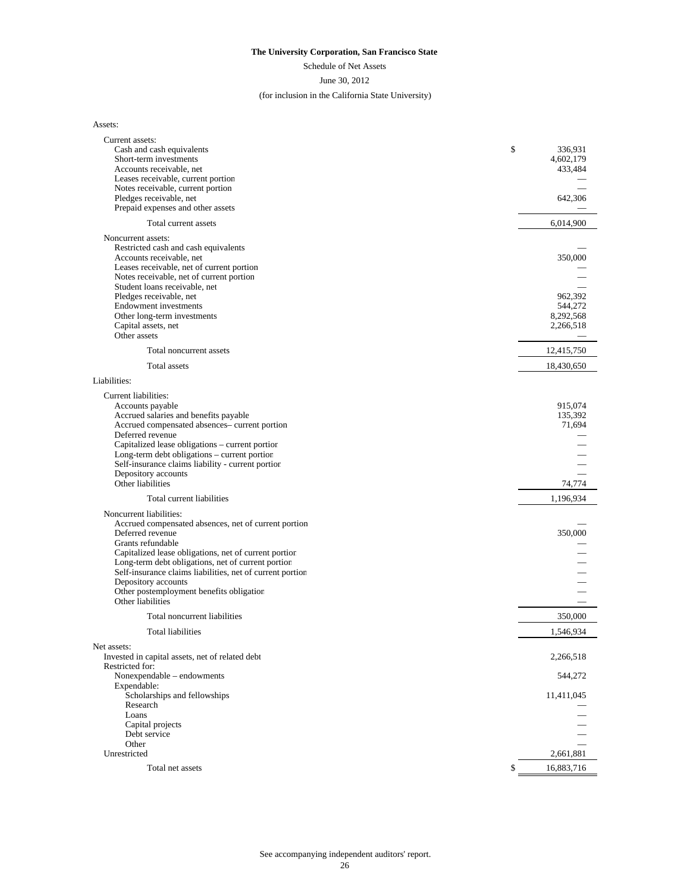**The University Corporation, San Francisco State**

Schedule of Net Assets

June 30, 2012

(for inclusion in the California State University)

| | |
|---|---|
| Assets: | |
| Current assets: | |
| Cash and cash equivalents | $ 336,931 |
| Short-term investments | 4,602,179 |
| Accounts receivable, net | 433,484 |
| Leases receivable, current portion | — |
| Notes receivable, current portion | — |
| Pledges receivable, net | 642,306 |
| Prepaid expenses and other assets | — |
| Total current assets | 6,014,900 |
| Noncurrent assets: | |
| Restricted cash and cash equivalents | — |
| Accounts receivable, net | 350,000 |
| Leases receivable, net of current portion | — |
| Notes receivable, net of current portion | — |
| Student loans receivable, net | — |
| Pledges receivable, net | 962,392 |
| Endowment investments | 544,272 |
| Other long-term investments | 8,292,568 |
| Capital assets, net | 2,266,518 |
| Other assets | — |
| Total noncurrent assets | 12,415,750 |
| Total assets | 18,430,650 |
| Liabilities: | |
| Current liabilities: | |
| Accounts payable | 915,074 |
| Accrued salaries and benefits payable | 135,392 |
| Accrued compensated absences– current portion | 71,694 |
| Deferred revenue | — |
| Capitalized lease obligations – current portion | — |
| Long-term debt obligations – current portion | — |
| Self-insurance claims liability - current portion | — |
| Depository accounts | — |
| Other liabilities | 74,774 |
| Total current liabilities | 1,196,934 |
| Noncurrent liabilities: | |
| Accrued compensated absences, net of current portion | — |
| Deferred revenue | 350,000 |
| Grants refundable | — |
| Capitalized lease obligations, net of current portion | — |
| Long-term debt obligations, net of current portion | — |
| Self-insurance claims liabilities, net of current portion | — |
| Depository accounts | — |
| Other postemployment benefits obligation | — |
| Other liabilities | — |
| Total noncurrent liabilities | 350,000 |
| Total liabilities | 1,546,934 |
| Net assets: | |
| Invested in capital assets, net of related debt | 2,266,518 |
| Restricted for: | |
| Nonexpendable – endowments | 544,272 |
| Expendable: | |
| Scholarships and fellowships | 11,411,045 |
| Research | — |
| Loans | — |
| Capital projects | — |
| Debt service | — |
| Other | — |
| Unrestricted | 2,661,881 |
| Total net assets | $ 16,883,716 |

See accompanying independent auditors' report.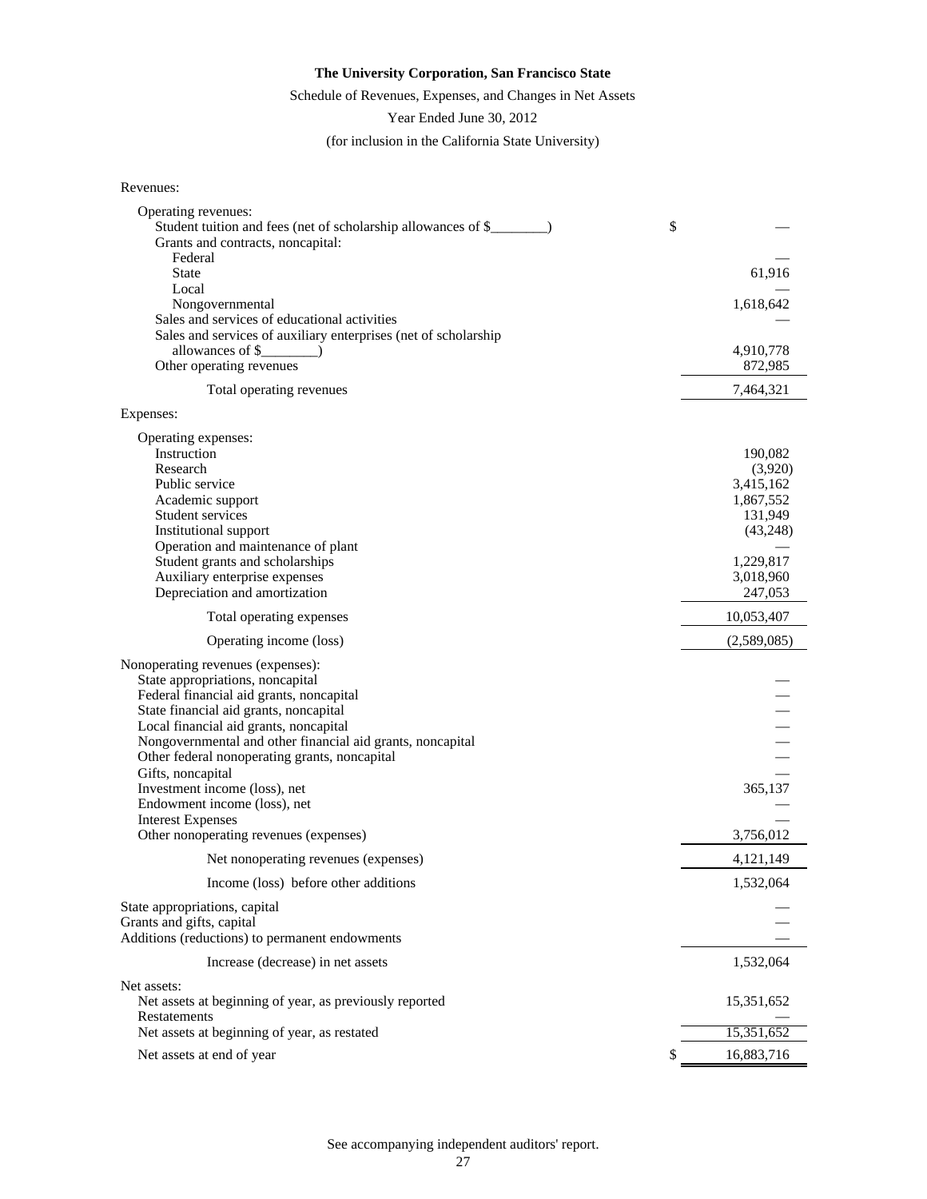**The University Corporation, San Francisco State**

Schedule of Revenues, Expenses, and Changes in Net Assets

Year Ended June 30, 2012

(for inclusion in the California State University)

| | |
|---|---|
| Revenues: | |
| Operating revenues: | |
| Student tuition and fees (net of scholarship allowances of $________) | $ — |
| Grants and contracts, noncapital: | |
| Federal | — |
| State | 61,916 |
| Local | — |
| Nongovernmental | 1,618,642 |
| Sales and services of educational activities | — |
| Sales and services of auxiliary enterprises (net of scholarship allowances of $________) | 4,910,778 |
| Other operating revenues | 872,985 |
| Total operating revenues | 7,464,321 |
| Expenses: | |
| Operating expenses: | |
| Instruction | 190,082 |
| Research | (3,920) |
| Public service | 3,415,162 |
| Academic support | 1,867,552 |
| Student services | 131,949 |
| Institutional support | (43,248) |
| Operation and maintenance of plant | — |
| Student grants and scholarships | 1,229,817 |
| Auxiliary enterprise expenses | 3,018,960 |
| Depreciation and amortization | 247,053 |
| Total operating expenses | 10,053,407 |
| Operating income (loss) | (2,589,085) |
| Nonoperating revenues (expenses): | |
| State appropriations, noncapital | — |
| Federal financial aid grants, noncapital | — |
| State financial aid grants, noncapital | — |
| Local financial aid grants, noncapital | — |
| Nongovernmental and other financial aid grants, noncapital | — |
| Other federal nonoperating grants, noncapital | — |
| Gifts, noncapital | — |
| Investment income (loss), net | 365,137 |
| Endowment income (loss), net | — |
| Interest Expenses | — |
| Other nonoperating revenues (expenses) | 3,756,012 |
| Net nonoperating revenues (expenses) | 4,121,149 |
| Income (loss) before other additions | 1,532,064 |
| State appropriations, capital | — |
| Grants and gifts, capital | — |
| Additions (reductions) to permanent endowments | — |
| Increase (decrease) in net assets | 1,532,064 |
| Net assets: | |
| Net assets at beginning of year, as previously reported | 15,351,652 |
| Restatements | — |
| Net assets at beginning of year, as restated | 15,351,652 |
| Net assets at end of year | $ 16,883,716 |

See accompanying independent auditors' report.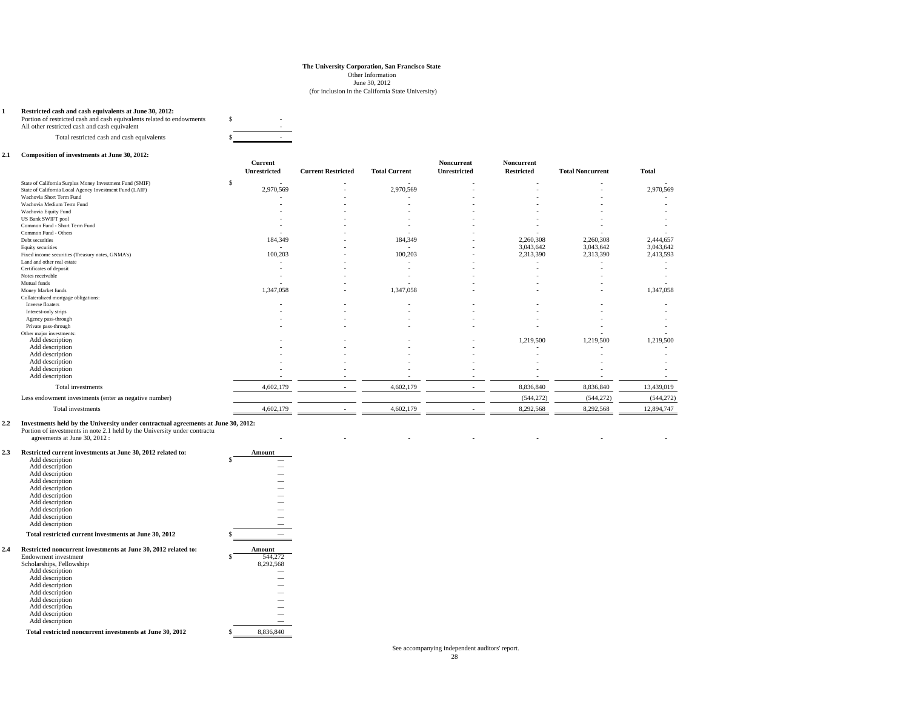**The University Corporation, San Francisco State**
Other Information
June 30, 2012
(for inclusion in the California State University)

**1 Restricted cash and cash equivalents at June 30, 2012:**

| | |
|---|---|
| Portion of restricted cash and cash equivalents related to endowments | $ - |
| All other restricted cash and cash equivalent | - |
| Total restricted cash and cash equivalents | $ - |

**2.1 Composition of investments at June 30, 2012:**

| | Current Unrestricted | Current Restricted | Total Current | Noncurrent Unrestricted | Noncurrent Restricted | Total Noncurrent | Total |
|---|---|---|---|---|---|---|---|
| State of California Surplus Money Investment Fund (SMIF) | $ - | - | - | - | - | - | - |
| State of California Local Agency Investment Fund (LAIF) | 2,970,569 | - | 2,970,569 | - | - | - | 2,970,569 |
| Wachovia Short Term Fund | - | - | - | - | - | - | - |
| Wachovia Medium Term Fund | - | - | - | - | - | - | - |
| Wachovia Equity Fund | - | - | - | - | - | - | - |
| US Bank SWIFT pool | - | - | - | - | - | - | - |
| Common Fund - Short Term Fund | - | - | - | - | - | - | - |
| Common Fund - Others | - | - | - | - | - | - | - |
| Debt securities | 184,349 | - | 184,349 | - | 2,260,308 | 2,260,308 | 2,444,657 |
| Equity securities | - | - | - | - | 3,043,642 | 3,043,642 | 3,043,642 |
| Fixed income securities (Treasury notes, GNMA's) | 100,203 | - | 100,203 | - | 2,313,390 | 2,313,390 | 2,413,593 |
| Land and other real estate | - | - | - | - | - | - | - |
| Certificates of deposit | - | - | - | - | - | - | - |
| Notes receivable | - | - | - | - | - | - | - |
| Mutual funds | - | - | - | - | - | - | - |
| Money Market funds | 1,347,058 | - | 1,347,058 | - | - | - | 1,347,058 |
| Collateralized mortgage obligations: | | | | | | | |
| Inverse floaters | - | - | - | - | - | - | - |
| Interest-only strips | - | - | - | - | - | - | - |
| Agency pass-through | - | - | - | - | - | - | - |
| Private pass-through | - | - | - | - | - | - | - |
| Other major investments: | | | | | | - | - |
| Add description | - | - | - | - | 1,219,500 | 1,219,500 | 1,219,500 |
| Add description | - | - | - | - | - | - | - |
| Add description | - | - | - | - | - | - | - |
| Add description | - | - | - | - | - | - | - |
| Add description | - | - | - | - | - | - | - |
| Add description | - | - | - | - | - | - | - |
| Total investments | 4,602,179 | - | 4,602,179 | - | 8,836,840 | 8,836,840 | 13,439,019 |
| Less endowment investments (enter as negative number) | | | | | (544,272) | (544,272) | (544,272) |
| Total investments | 4,602,179 | - | 4,602,179 | - | 8,292,568 | 8,292,568 | 12,894,747 |

**2.2 Investments held by the University under contractual agreements at June 30, 2012:**

| | | | | | | | |
|---|---|---|---|---|---|---|---|
| Portion of investments in note 2.1 held by the University under contractu agreements at June 30, 2012 : | - | - | - | - | - | - | - |

**2.3 Restricted current investments at June 30, 2012 related to:**

| | Amount |
|---|---|
| Add description | $ — |
| Add description | — |
| Add description | — |
| Add description | — |
| Add description | — |
| Add description | — |
| Add description | — |
| Add description | — |
| Add description | — |
| Add description | — |
| **Total restricted current investments at June 30, 2012** | $ — |

**2.4 Restricted noncurrent investments at June 30, 2012 related to:**

| | Amount |
|---|---|
| Endowment investment | $ 544,272 |
| Scholarships, Fellowships | 8,292,568 |
| Add description | — |
| Add description | — |
| Add description | — |
| Add description | — |
| Add description | — |
| Add description | — |
| Add description | — |
| Add description | — |
| **Total restricted noncurrent investments at June 30, 2012** | $ 8,836,840 |

See accompanying independent auditors' report.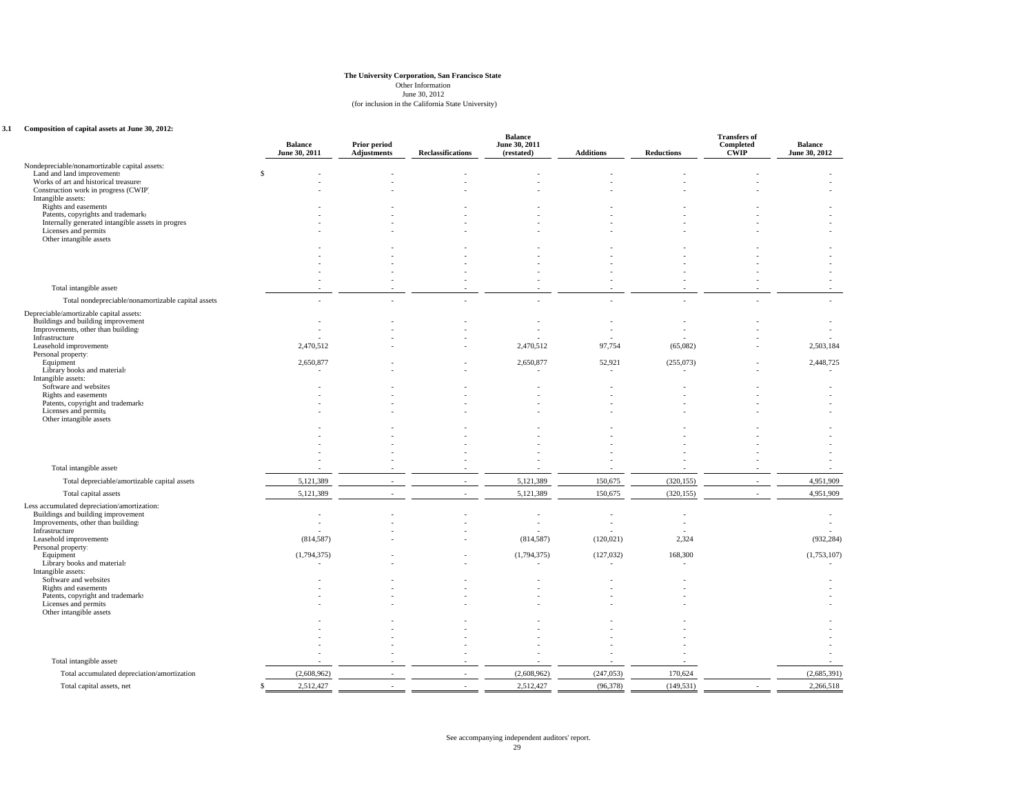**The University Corporation, San Francisco State**
Other Information
June 30, 2012
(for inclusion in the California State University)

**3.1 Composition of capital assets at June 30, 2012:**

| | Balance June 30, 2011 | Prior period Adjustments | Reclassifications | Balance June 30, 2011 (restated) | Additions | Reductions | Transfers of Completed CWIP | Balance June 30, 2012 |
|---|---|---|---|---|---|---|---|---|
| Nondepreciable/nonamortizable capital assets: | | | | | | | | |
| Land and land improvements | $ - | - | - | - | - | - | - | - |
| Works of art and historical treasures | - | - | - | - | - | - | - | - |
| Construction work in progress (CWIP) | - | - | - | - | - | - | - | - |
| Intangible assets: | | | | | | | | |
| Rights and easements | - | - | - | - | - | - | - | - |
| Patents, copyrights and trademarks | - | - | - | - | - | - | - | - |
| Internally generated intangible assets in progress | - | - | - | - | - | - | - | - |
| Licenses and permits | - | - | - | - | - | - | - | - |
| Other intangible assets | | | | | | | | |
| | - | - | - | - | - | - | - | - |
| | - | - | - | - | - | - | - | - |
| | - | - | - | - | - | - | - | - |
| | - | - | - | - | - | - | - | - |
| | - | - | - | - | - | - | - | - |
| Total intangible assets | - | - | - | - | - | - | - | - |
| Total nondepreciable/nonamortizable capital assets | - | - | - | - | - | - | - | - |
| Depreciable/amortizable capital assets: | | | | | | | | |
| Buildings and building improvements | - | - | - | - | - | - | - | - |
| Improvements, other than buildings | - | - | - | - | - | - | - | - |
| Infrastructure | - | - | - | - | - | - | - | - |
| Leasehold improvements | 2,470,512 | - | - | 2,470,512 | 97,754 | (65,082) | - | 2,503,184 |
| Personal property: | | | | | | | | |
| Equipment | 2,650,877 | - | - | 2,650,877 | 52,921 | (255,073) | - | 2,448,725 |
| Library books and materials | - | - | - | - | - | - | - | - |
| Intangible assets: | | | | | | | | |
| Software and websites | - | - | - | - | - | - | - | - |
| Rights and easements | - | - | - | - | - | - | - | - |
| Patents, copyright and trademarks | - | - | - | - | - | - | - | - |
| Licenses and permits | - | - | - | - | - | - | - | - |
| Other intangible assets | | | | | | | | |
| | - | - | - | - | - | - | - | - |
| | - | - | - | - | - | - | - | - |
| | - | - | - | - | - | - | - | - |
| | - | - | - | - | - | - | - | - |
| | - | - | - | - | - | - | - | - |
| Total intangible assets | - | - | - | - | - | - | - | - |
| Total depreciable/amortizable capital assets | 5,121,389 | - | - | 5,121,389 | 150,675 | (320,155) | - | 4,951,909 |
| Total capital assets | 5,121,389 | - | - | 5,121,389 | 150,675 | (320,155) | - | 4,951,909 |
| Less accumulated depreciation/amortization: | | | | | | | | |
| Buildings and building improvements | - | - | - | - | - | - | | - |
| Improvements, other than buildings | - | - | - | - | - | - | | - |
| Infrastructure | - | - | - | - | - | - | | - |
| Leasehold improvements | (814,587) | - | - | (814,587) | (120,021) | 2,324 | | (932,284) |
| Personal property: | | | | | | | | |
| Equipment | (1,794,375) | - | - | (1,794,375) | (127,032) | 168,300 | | (1,753,107) |
| Library books and materials | - | - | - | - | - | - | | - |
| Intangible assets: | | | | | | | | |
| Software and websites | - | - | - | - | - | - | | - |
| Rights and easements | - | - | - | - | - | - | | - |
| Patents, copyright and trademarks | - | - | - | - | - | - | | - |
| Licenses and permits | - | - | - | - | - | - | | - |
| Other intangible assets | | | | | | | | |
| | - | - | - | - | - | - | | - |
| | - | - | - | - | - | - | | - |
| | - | - | - | - | - | - | | - |
| | - | - | - | - | - | - | | - |
| | - | - | - | - | - | - | | - |
| Total intangible assets | - | - | - | - | - | - | | - |
| Total accumulated depreciation/amortization | (2,608,962) | - | - | (2,608,962) | (247,053) | 170,624 | | (2,685,391) |
| Total capital assets, net | $ 2,512,427 | - | - | 2,512,427 | (96,378) | (149,531) | - | 2,266,518 |

See accompanying independent auditors' report.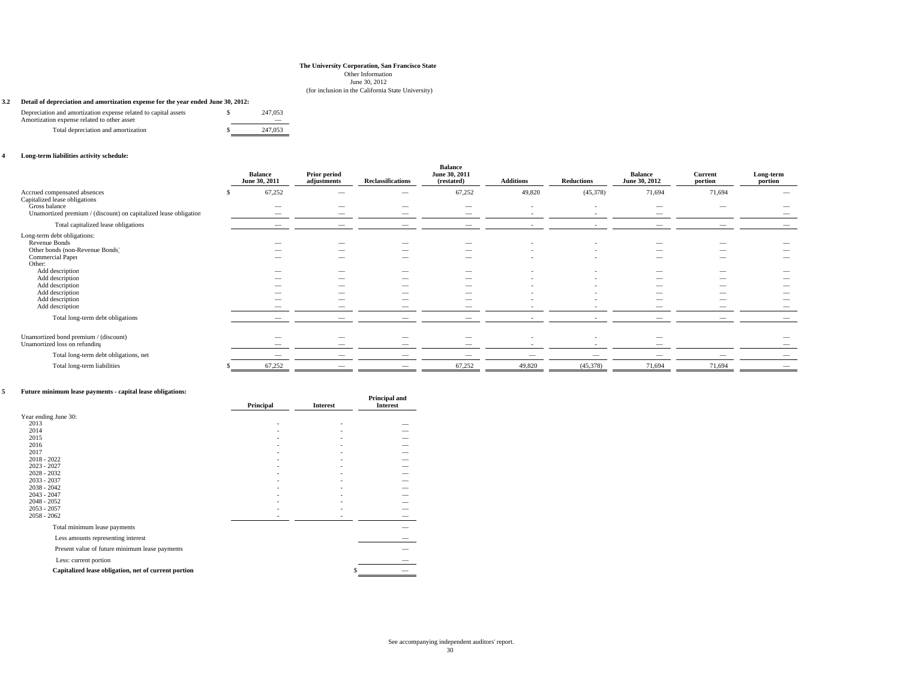**The University Corporation, San Francisco State**
Other Information
June 30, 2012
(for inclusion in the California State University)

**3.2 Detail of depreciation and amortization expense for the year ended June 30, 2012:**

| | | |
|---|---|---|
| Depreciation and amortization expense related to capital assets | $ | 247,053 |
| Amortization expense related to other assets | | — |
| Total depreciation and amortization | $ | 247,053 |

**4 Long-term liabilities activity schedule:**

| | Balance June 30, 2011 | Prior period adjustments | Reclassifications | Balance June 30, 2011 (restated) | Additions | Reductions | Balance June 30, 2012 | Current portion | Long-term portion |
|---|---|---|---|---|---|---|---|---|---|
| Accrued compensated absences | $ 67,252 | — | — | 67,252 | 49,820 | (45,378) | 71,694 | 71,694 | — |
| Capitalized lease obligations | | | | | | | | | |
| Gross balance | — | — | — | — | - | - | — | — | — |
| Unamortized premium / (discount) on capitalized lease obligations | — | — | — | — | - | - | — | | — |
| Total capitalized lease obligations | — | — | — | — | - | - | — | — | — |
| Long-term debt obligations: | | | | | | | | | |
| Revenue Bonds | — | — | — | — | - | - | — | — | — |
| Other bonds (non-Revenue Bonds) | — | — | — | — | - | - | — | — | — |
| Commercial Paper | — | — | — | — | - | - | — | — | — |
| Other: | | | | | | | | | |
| Add description | — | — | — | — | - | - | — | — | — |
| Add description | — | — | — | — | - | - | — | — | — |
| Add description | — | — | — | — | - | - | — | — | — |
| Add description | — | — | — | — | - | - | — | — | — |
| Add description | — | — | — | — | - | - | — | — | — |
| Add description | — | — | — | — | - | - | — | — | — |
| Total long-term debt obligations | — | — | — | — | - | - | — | — | — |
| Unamortized bond premium / (discount) | — | — | — | — | - | - | — | | — |
| Unamortized loss on refunding | — | — | — | — | - | - | — | | — |
| Total long-term debt obligations, net | — | — | — | — | — | — | — | — | — |
| Total long-term liabilities | $ 67,252 | — | — | 67,252 | 49,820 | (45,378) | 71,694 | 71,694 | — |

**5 Future minimum lease payments - capital lease obligations:**

| | Principal | Interest | Principal and Interest |
|---|---|---|---|
| Year ending June 30: | | | |
| 2013 | - | - | — |
| 2014 | - | - | — |
| 2015 | - | - | — |
| 2016 | - | - | — |
| 2017 | - | - | — |
| 2018 - 2022 | - | - | — |
| 2023 - 2027 | - | - | — |
| 2028 - 2032 | - | - | — |
| 2033 - 2037 | - | - | — |
| 2038 - 2042 | - | - | — |
| 2043 - 2047 | - | - | — |
| 2048 - 2052 | - | - | — |
| 2053 - 2057 | - | - | — |
| 2058 - 2062 | - | - | — |
| Total minimum lease payments | | | — |
| Less amounts representing interest | | | — |
| Present value of future minimum lease payments | | | — |
| Less: current portion | | | — |
| **Capitalized lease obligation, net of current portion** | | | $ — |

See accompanying independent auditors' report.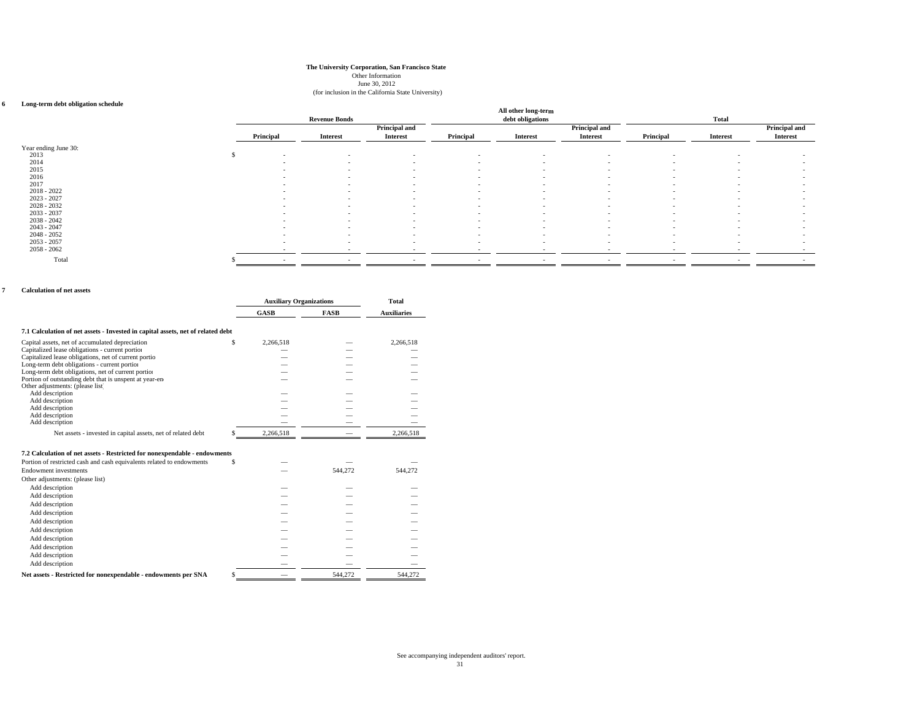**The University Corporation, San Francisco State**
Other Information
June 30, 2012
(for inclusion in the California State University)

**6 Long-term debt obligation schedule**

| | Revenue Bonds | | | All other long-term debt obligations | | | Total | | |
|---|---|---|---|---|---|---|---|---|---|
| | Principal | Interest | Principal and Interest | Principal | Interest | Principal and Interest | Principal | Interest | Principal and Interest |
| Year ending June 30: | | | | | | | | | |
| 2013 | $ - | - | - | - | - | - | - | - | - |
| 2014 | - | - | - | - | - | - | - | - | - |
| 2015 | - | - | - | - | - | - | - | - | - |
| 2016 | - | - | - | - | - | - | - | - | - |
| 2017 | - | - | - | - | - | - | - | - | - |
| 2018 - 2022 | - | - | - | - | - | - | - | - | - |
| 2023 - 2027 | - | - | - | - | - | - | - | - | - |
| 2028 - 2032 | - | - | - | - | - | - | - | - | - |
| 2033 - 2037 | - | - | - | - | - | - | - | - | - |
| 2038 - 2042 | - | - | - | - | - | - | - | - | - |
| 2043 - 2047 | - | - | - | - | - | - | - | - | - |
| 2048 - 2052 | - | - | - | - | - | - | - | - | - |
| 2053 - 2057 | - | - | - | - | - | - | - | - | - |
| 2058 - 2062 | - | - | - | - | - | - | - | - | - |
| Total | $ - | - | - | - | - | - | - | - | - |

**7 Calculation of net assets**

| | Auxiliary Organizations | | Total |
|---|---|---|---|
| | GASB | FASB | Auxiliaries |
| **7.1 Calculation of net assets - Invested in capital assets, net of related debt** | | | |
| Capital assets, net of accumulated depreciation | $ 2,266,518 | — | 2,266,518 |
| Capitalized lease obligations - current portion | — | — | — |
| Capitalized lease obligations, net of current portion | — | — | — |
| Long-term debt obligations - current portion | — | — | — |
| Long-term debt obligations, net of current portion | — | — | — |
| Portion of outstanding debt that is unspent at year-end | — | — | — |
| Other adjustments: (please list) | | | |
| Add description | — | — | — |
| Add description | — | — | — |
| Add description | — | — | — |
| Add description | — | — | — |
| Add description | — | — | — |
| Net assets - invested in capital assets, net of related debt | $ 2,266,518 | — | 2,266,518 |

| | GASB | FASB | Total Auxiliaries |
|---|---|---|---|
| **7.2 Calculation of net assets - Restricted for nonexpendable - endowments** | | | |
| Portion of restricted cash and cash equivalents related to endowments | $ — | — | — |
| Endowment investments | — | 544,272 | 544,272 |
| Other adjustments: (please list) | | | |
| Add description | — | — | — |
| Add description | — | — | — |
| Add description | — | — | — |
| Add description | — | — | — |
| Add description | — | — | — |
| Add description | — | — | — |
| Add description | — | — | — |
| Add description | — | — | — |
| Add description | — | — | — |
| Add description | — | — | — |
| **Net assets - Restricted for nonexpendable - endowments per SNA** | $ — | 544,272 | 544,272 |

See accompanying independent auditors' report.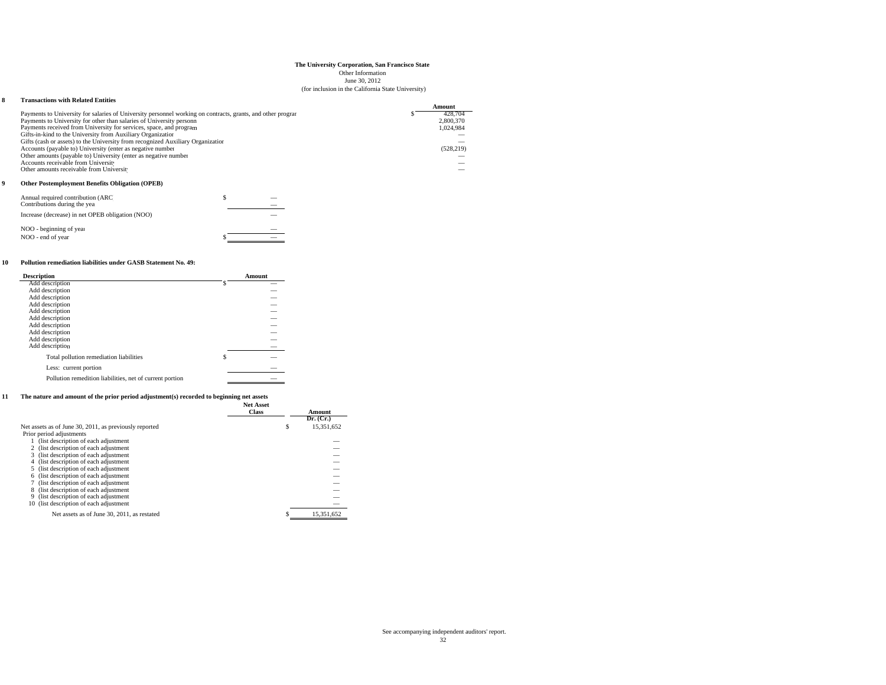**The University Corporation, San Francisco State**
Other Information
June 30, 2012
(for inclusion in the California State University)

## 8 Transactions with Related Entities

| | Amount |
|---|---|
| Payments to University for salaries of University personnel working on contracts, grants, and other prograr | $ 428,704 |
| Payments to University for other than salaries of University personn | 2,800,370 |
| Payments received from University for services, space, and program | 1,024,984 |
| Gifts-in-kind to the University from Auxiliary Organizatior | — |
| Gifts (cash or assets) to the University from recognized Auxiliary Organizatior | — |
| Accounts (payable to) University (enter as negative number | (528,219) |
| Other amounts (payable to) University (enter as negative number | — |
| Accounts receivable from Universit | — |
| Other amounts receivable from Universit | — |

## 9 Other Postemployment Benefits Obligation (OPEB)

| | |
|---|---|
| Annual required contribution (ARC | $ — |
| Contributions during the yea | — |
| Increase (decrease) in net OPEB obligation (NOO) | — |
| NOO - beginning of yeai | — |
| NOO - end of year | $ — |

## 10 Pollution remediation liabilities under GASB Statement No. 49:

| Description | Amount |
|---|---|
| Add description | $ — |
| Add description | — |
| Add description | — |
| Add description | — |
| Add description | — |
| Add description | — |
| Add description | — |
| Add description | — |
| Add description | — |
| Add description | — |
| Total pollution remediation liabilities | $ — |
| Less: current portion | — |
| Pollution remedition liabilities, net of current portion | — |

## 11 The nature and amount of the prior period adjustment(s) recorded to beginning net assets

| | Net Asset Class | Amount Dr. (Cr.) |
|---|---|---|
| Net assets as of June 30, 2011, as previously reported | | $ 15,351,652 |
| Prior period adjustments | | |
| 1 (list description of each adjustment | | — |
| 2 (list description of each adjustment | | — |
| 3 (list description of each adjustment | | — |
| 4 (list description of each adjustment | | — |
| 5 (list description of each adjustment | | — |
| 6 (list description of each adjustment | | — |
| 7 (list description of each adjustment | | — |
| 8 (list description of each adjustment | | — |
| 9 (list description of each adjustment | | — |
| 10 (list description of each adjustment | | — |
| Net assets as of June 30, 2011, as restated | | $ 15,351,652 |

See accompanying independent auditors' report.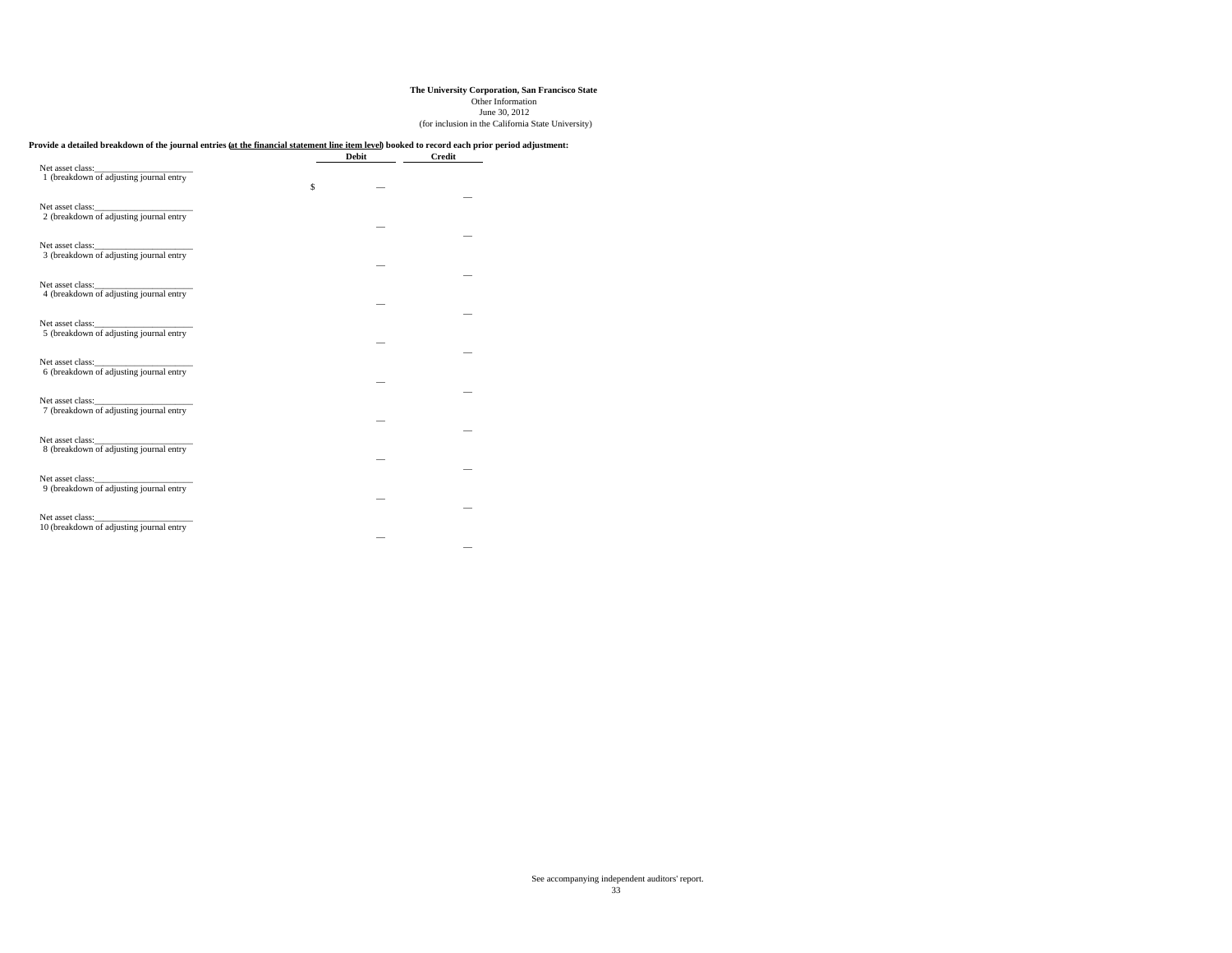**The University Corporation, San Francisco State**

Other Information

June 30, 2012

(for inclusion in the California State University)

**Provide a detailed breakdown of the journal entries (at the financial statement line item level) booked to record each prior period adjustment:**

| | | Debit | Credit |
|---|---|---|---|
| Net asset class:______________________ | | | |
| 1 (breakdown of adjusting journal entry | $ | — | |
| | | | — |
| Net asset class:______________________ | | | |
| 2 (breakdown of adjusting journal entry | | — | |
| | | | — |
| Net asset class:______________________ | | | |
| 3 (breakdown of adjusting journal entry | | — | |
| | | | — |
| Net asset class:______________________ | | | |
| 4 (breakdown of adjusting journal entry | | — | |
| | | | — |
| Net asset class:______________________ | | | |
| 5 (breakdown of adjusting journal entry | | — | |
| | | | — |
| Net asset class:______________________ | | | |
| 6 (breakdown of adjusting journal entry | | — | |
| | | | — |
| Net asset class:______________________ | | | |
| 7 (breakdown of adjusting journal entry | | — | |
| | | | — |
| Net asset class:______________________ | | | |
| 8 (breakdown of adjusting journal entry | | — | |
| | | | — |
| Net asset class:______________________ | | | |
| 9 (breakdown of adjusting journal entry | | — | |
| | | | — |
| Net asset class:______________________ | | | |
| 10 (breakdown of adjusting journal entry | | — | |
| | | | — |

See accompanying independent auditors' report.